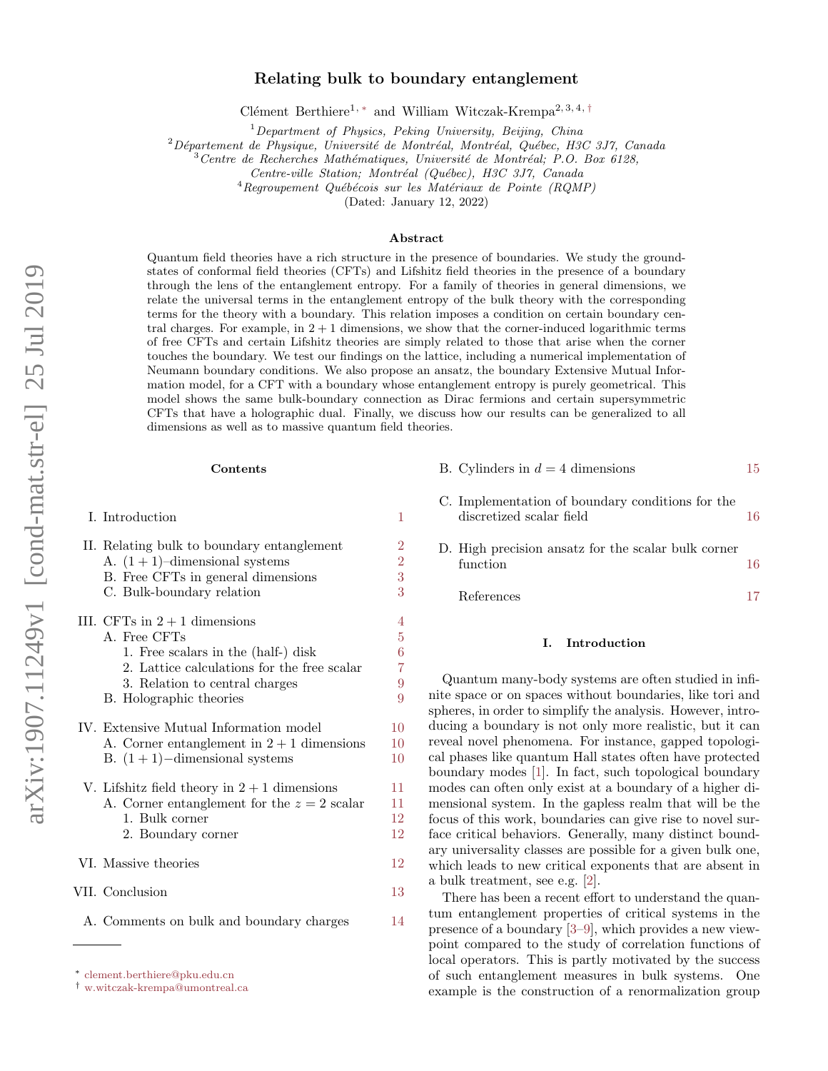# Relating bulk to boundary entanglement

Clément Berthiere[1,*] and William Witczak-Krempa[2,3,4,†]

[1] *Department of Physics, Peking University, Beijing, China*
[2] *Département de Physique, Université de Montréal, Montréal, Québec, H3C 3J7, Canada*
[3] *Centre de Recherches Mathématiques, Université de Montréal; P.O. Box 6128, Centre-ville Station; Montréal (Québec), H3C 3J7, Canada*
[4] *Regroupement Québécois sur les Matériaux de Pointe (RQMP)*

(Dated: January 12, 2022)

## Abstract

Quantum field theories have a rich structure in the presence of boundaries. We study the ground-states of conformal field theories (CFTs) and Lifshitz field theories in the presence of a boundary through the lens of the entanglement entropy. For a family of theories in general dimensions, we relate the universal terms in the entanglement entropy of the bulk theory with the corresponding terms for the theory with a boundary. This relation imposes a condition on certain boundary central charges. For example, in $2+1$ dimensions, we show that the corner-induced logarithmic terms of free CFTs and certain Lifshitz theories are simply related to those that arise when the corner touches the boundary. We test our findings on the lattice, including a numerical implementation of Neumann boundary conditions. We also propose an ansatz, the boundary Extensive Mutual Information model, for a CFT with a boundary whose entanglement entropy is purely geometrical. This model shows the same bulk-boundary connection as Dirac fermions and certain supersymmetric CFTs that have a holographic dual. Finally, we discuss how our results can be generalized to all dimensions as well as to massive quantum field theories.

## Contents

- I. Introduction — 1
- II. Relating bulk to boundary entanglement — 2
  - A. $(1+1)$–dimensional systems — 2
  - B. Free CFTs in general dimensions — 3
  - C. Bulk-boundary relation — 3
- III. CFTs in $2+1$ dimensions — 4
  - A. Free CFTs — 5
    - 1. Free scalars in the (half-) disk — 6
    - 2. Lattice calculations for the free scalar — 7
    - 3. Relation to central charges — 9
  - B. Holographic theories — 9
- IV. Extensive Mutual Information model — 10
  - A. Corner entanglement in $2+1$ dimensions — 10
  - B. $(1+1)-$dimensional systems — 10
- V. Lifshitz field theory in $2+1$ dimensions — 11
  - A. Corner entanglement for the $z=2$ scalar — 11
    - 1. Bulk corner — 12
    - 2. Boundary corner — 12
- VI. Massive theories — 12
- VII. Conclusion — 13
- A. Comments on bulk and boundary charges — 14
- B. Cylinders in $d=4$ dimensions — 15
- C. Implementation of boundary conditions for the discretized scalar field — 16
- D. High precision ansatz for the scalar bulk corner function — 16
- References — 17

## I. Introduction

Quantum many-body systems are often studied in infinite space or on spaces without boundaries, like tori and spheres, in order to simplify the analysis. However, introducing a boundary is not only more realistic, but it can reveal novel phenomena. For instance, gapped topological phases like quantum Hall states often have protected boundary modes [1]. In fact, such topological boundary modes can often only exist at a boundary of a higher dimensional system. In the gapless realm that will be the focus of this work, boundaries can give rise to novel surface critical behaviors. Generally, many distinct boundary universality classes are possible for a given bulk one, which leads to new critical exponents that are absent in a bulk treatment, see e.g. [2].

There has been a recent effort to understand the quantum entanglement properties of critical systems in the presence of a boundary [3–9], which provides a new viewpoint compared to the study of correlation functions of local operators. This is partly motivated by the success of such entanglement measures in bulk systems. One example is the construction of a renormalization group

* clement.berthiere@pku.edu.cn
† w.witczak-krempa@umontreal.ca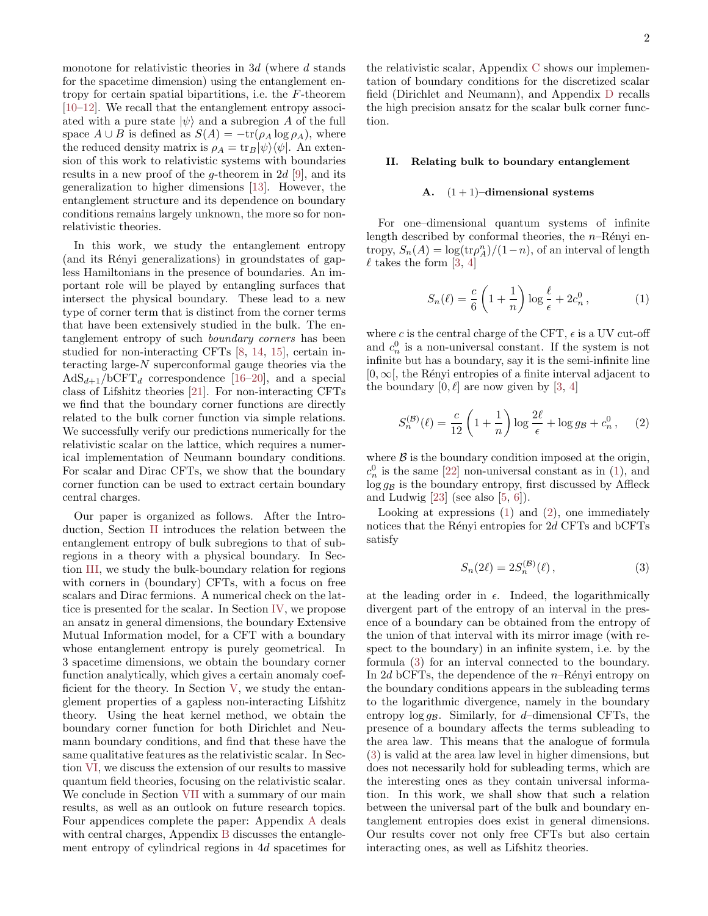monotone for relativistic theories in $3d$ (where $d$ stands for the spacetime dimension) using the entanglement entropy for certain spatial bipartitions, i.e. the $F$-theorem [10–12]. We recall that the entanglement entropy associated with a pure state $|\psi\rangle$ and a subregion $A$ of the full space $A \cup B$ is defined as $S(A) = -\mathrm{tr}(\rho_A \log \rho_A)$, where the reduced density matrix is $\rho_A = \mathrm{tr}_B |\psi\rangle\langle\psi|$. An extension of this work to relativistic systems with boundaries results in a new proof of the $g$-theorem in $2d$ [9], and its generalization to higher dimensions [13]. However, the entanglement structure and its dependence on boundary conditions remains largely unknown, the more so for non-relativistic theories.

In this work, we study the entanglement entropy (and its Rényi generalizations) in groundstates of gapless Hamiltonians in the presence of boundaries. An important role will be played by entangling surfaces that intersect the physical boundary. These lead to a new type of corner term that is distinct from the corner terms that have been extensively studied in the bulk. The entanglement entropy of such *boundary corners* has been studied for non-interacting CFTs [8, 14, 15], certain interacting large-$N$ superconformal gauge theories via the $\mathrm{AdS}_{d+1}/\mathrm{bCFT}_d$ correspondence [16–20], and a special class of Lifshitz theories [21]. For non-interacting CFTs we find that the boundary corner functions are directly related to the bulk corner function via simple relations. We successfully verify our predictions numerically for the relativistic scalar on the lattice, which requires a numerical implementation of Neumann boundary conditions. For scalar and Dirac CFTs, we show that the boundary corner function can be used to extract certain boundary central charges.

Our paper is organized as follows. After the Introduction, Section II introduces the relation between the entanglement entropy of bulk subregions to that of subregions in a theory with a physical boundary. In Section III, we study the bulk-boundary relation for regions with corners in (boundary) CFTs, with a focus on free scalars and Dirac fermions. A numerical check on the lattice is presented for the scalar. In Section IV, we propose an ansatz in general dimensions, the boundary Extensive Mutual Information model, for a CFT with a boundary whose entanglement entropy is purely geometrical. In 3 spacetime dimensions, we obtain the boundary corner function analytically, which gives a certain anomaly coefficient for the theory. In Section V, we study the entanglement properties of a gapless non-interacting Lifshitz theory. Using the heat kernel method, we obtain the boundary corner function for both Dirichlet and Neumann boundary conditions, and find that these have the same qualitative features as the relativistic scalar. In Section VI, we discuss the extension of our results to massive quantum field theories, focusing on the relativistic scalar. We conclude in Section VII with a summary of our main results, as well as an outlook on future research topics. Four appendices complete the paper: Appendix A deals with central charges, Appendix B discusses the entanglement entropy of cylindrical regions in $4d$ spacetimes for the relativistic scalar, Appendix C shows our implementation of boundary conditions for the discretized scalar field (Dirichlet and Neumann), and Appendix D recalls the high precision ansatz for the scalar bulk corner function.

## II. Relating bulk to boundary entanglement

### A. $(1+1)$–dimensional systems

For one–dimensional quantum systems of infinite length described by conformal theories, the $n$–Rényi entropy, $S_n(A) = \log(\mathrm{tr}\rho_A^n)/(1-n)$, of an interval of length $\ell$ takes the form [3, 4]

$$S_n(\ell) = \frac{c}{6}\left(1 + \frac{1}{n}\right)\log\frac{\ell}{\epsilon} + 2c_n^0\,, \tag{1}$$

where $c$ is the central charge of the CFT, $\epsilon$ is a UV cut-off and $c_n^0$ is a non-universal constant. If the system is not infinite but has a boundary, say it is the semi-infinite line $[0,\infty[$, the Rényi entropies of a finite interval adjacent to the boundary $[0,\ell]$ are now given by [3, 4]

$$S_n^{(\mathcal{B})}(\ell) = \frac{c}{12}\left(1 + \frac{1}{n}\right)\log\frac{2\ell}{\epsilon} + \log g_{\mathcal{B}} + c_n^0\,, \tag{2}$$

where $\mathcal{B}$ is the boundary condition imposed at the origin, $c_n^0$ is the same [22] non-universal constant as in (1), and $\log g_{\mathcal{B}}$ is the boundary entropy, first discussed by Affleck and Ludwig [23] (see also [5, 6]).

Looking at expressions (1) and (2), one immediately notices that the Rényi entropies for $2d$ CFTs and bCFTs satisfy

$$S_n(2\ell) = 2S_n^{(\mathcal{B})}(\ell)\,, \tag{3}$$

at the leading order in $\epsilon$. Indeed, the logarithmically divergent part of the entropy of an interval in the presence of a boundary can be obtained from the entropy of the union of that interval with its mirror image (with respect to the boundary) in an infinite system, i.e. by the formula (3) for an interval connected to the boundary. In $2d$ bCFTs, the dependence of the $n$–Rényi entropy on the boundary conditions appears in the subleading terms to the logarithmic divergence, namely in the boundary entropy $\log g_{\mathcal{B}}$. Similarly, for $d$–dimensional CFTs, the presence of a boundary affects the terms subleading to the area law. This means that the analogue of formula (3) is valid at the area law level in higher dimensions, but does not necessarily hold for subleading terms, which are the interesting ones as they contain universal information. In this work, we shall show that such a relation between the universal part of the bulk and boundary entanglement entropies does exist in general dimensions. Our results cover not only free CFTs but also certain interacting ones, as well as Lifshitz theories.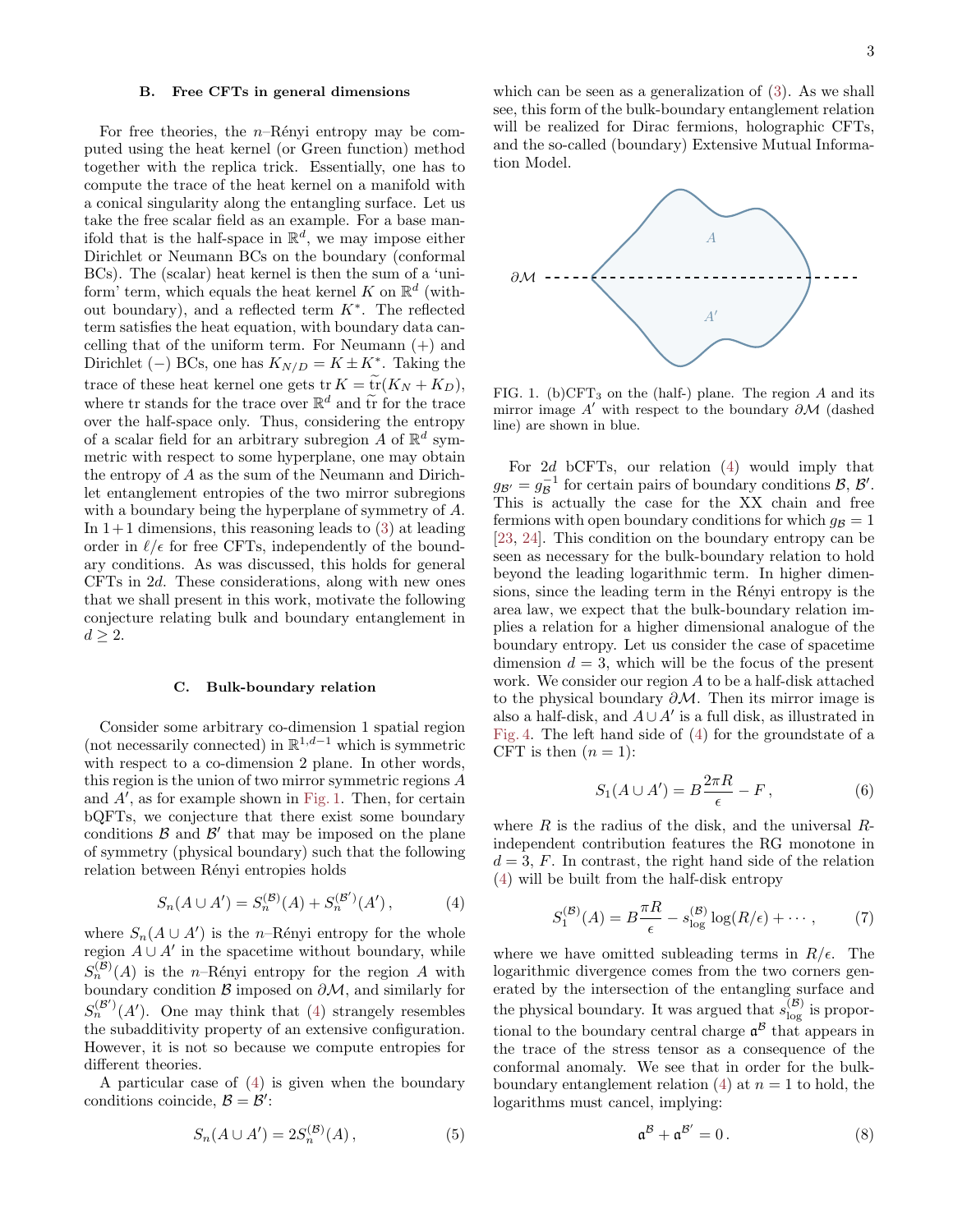### B. Free CFTs in general dimensions

For free theories, the $n$–Rényi entropy may be computed using the heat kernel (or Green function) method together with the replica trick. Essentially, one has to compute the trace of the heat kernel on a manifold with a conical singularity along the entangling surface. Let us take the free scalar field as an example. For a base manifold that is the half-space in $\mathbb{R}^d$, we may impose either Dirichlet or Neumann BCs on the boundary (conformal BCs). The (scalar) heat kernel is then the sum of a 'uniform' term, which equals the heat kernel $K$ on $\mathbb{R}^d$ (without boundary), and a reflected term $K^*$. The reflected term satisfies the heat equation, with boundary data cancelling that of the uniform term. For Neumann (+) and Dirichlet (−) BCs, one has $K_{N/D} = K \pm K^*$. Taking the trace of these heat kernel one gets $\operatorname{tr} K = \widetilde{\operatorname{tr}}(K_N + K_D)$, where tr stands for the trace over $\mathbb{R}^d$ and $\widetilde{\operatorname{tr}}$ for the trace over the half-space only. Thus, considering the entropy of a scalar field for an arbitrary subregion $A$ of $\mathbb{R}^d$ symmetric with respect to some hyperplane, one may obtain the entropy of $A$ as the sum of the Neumann and Dirichlet entanglement entropies of the two mirror subregions with a boundary being the hyperplane of symmetry of $A$. In 1+1 dimensions, this reasoning leads to (3) at leading order in $\ell/\epsilon$ for free CFTs, independently of the boundary conditions. As was discussed, this holds for general CFTs in 2$d$. These considerations, along with new ones that we shall present in this work, motivate the following conjecture relating bulk and boundary entanglement in $d \geq 2$.

### C. Bulk-boundary relation

Consider some arbitrary co-dimension 1 spatial region (not necessarily connected) in $\mathbb{R}^{1,d-1}$ which is symmetric with respect to a co-dimension 2 plane. In other words, this region is the union of two mirror symmetric regions $A$ and $A'$, as for example shown in Fig. 1. Then, for certain bQFTs, we conjecture that there exist some boundary conditions $\mathcal{B}$ and $\mathcal{B}'$ that may be imposed on the plane of symmetry (physical boundary) such that the following relation between Rényi entropies holds

$$S_n(A \cup A') = S_n^{(\mathcal{B})}(A) + S_n^{(\mathcal{B}')}(A'), \tag{4}$$

where $S_n(A \cup A')$ is the $n$–Rényi entropy for the whole region $A \cup A'$ in the spacetime without boundary, while $S_n^{(\mathcal{B})}(A)$ is the $n$–Rényi entropy for the region $A$ with boundary condition $\mathcal{B}$ imposed on $\partial\mathcal{M}$, and similarly for $S_n^{(\mathcal{B}')}(A')$. One may think that (4) strangely resembles the subadditivity property of an extensive configuration. However, it is not so because we compute entropies for different theories.

A particular case of (4) is given when the boundary conditions coincide, $\mathcal{B} = \mathcal{B}'$:

$$S_n(A \cup A') = 2S_n^{(\mathcal{B})}(A), \tag{5}$$

which can be seen as a generalization of (3). As we shall see, this form of the bulk-boundary entanglement relation will be realized for Dirac fermions, holographic CFTs, and the so-called (boundary) Extensive Mutual Information Model.

FIG. 1. (b)CFT$_3$ on the (half-) plane. The region $A$ and its mirror image $A'$ with respect to the boundary $\partial\mathcal{M}$ (dashed line) are shown in blue.

For 2$d$ bCFTs, our relation (4) would imply that $g_{\mathcal{B}'} = g_{\mathcal{B}}^{-1}$ for certain pairs of boundary conditions $\mathcal{B}$, $\mathcal{B}'$. This is actually the case for the XX chain and free fermions with open boundary conditions for which $g_{\mathcal{B}} = 1$ [23, 24]. This condition on the boundary entropy can be seen as necessary for the bulk-boundary relation to hold beyond the leading logarithmic term. In higher dimensions, since the leading term in the Rényi entropy is the area law, we expect that the bulk-boundary relation implies a relation for a higher dimensional analogue of the boundary entropy. Let us consider the case of spacetime dimension $d = 3$, which will be the focus of the present work. We consider our region $A$ to be a half-disk attached to the physical boundary $\partial\mathcal{M}$. Then its mirror image is also a half-disk, and $A \cup A'$ is a full disk, as illustrated in Fig. 4. The left hand side of (4) for the groundstate of a CFT is then ($n = 1$):

$$S_1(A \cup A') = B\frac{2\pi R}{\epsilon} - F, \tag{6}$$

where $R$ is the radius of the disk, and the universal $R$-independent contribution features the RG monotone in $d = 3$, $F$. In contrast, the right hand side of the relation (4) will be built from the half-disk entropy

$$S_1^{(\mathcal{B})}(A) = B\frac{\pi R}{\epsilon} - s_{\log}^{(\mathcal{B})} \log(R/\epsilon) + \cdots, \tag{7}$$

where we have omitted subleading terms in $R/\epsilon$. The logarithmic divergence comes from the two corners generated by the intersection of the entangling surface and the physical boundary. It was argued that $s_{\log}^{(\mathcal{B})}$ is proportional to the boundary central charge $\mathfrak{a}^{\mathcal{B}}$ that appears in the trace of the stress tensor as a consequence of the conformal anomaly. We see that in order for the bulk-boundary entanglement relation (4) at $n = 1$ to hold, the logarithms must cancel, implying:

$$\mathfrak{a}^{\mathcal{B}} + \mathfrak{a}^{\mathcal{B}'} = 0. \tag{8}$$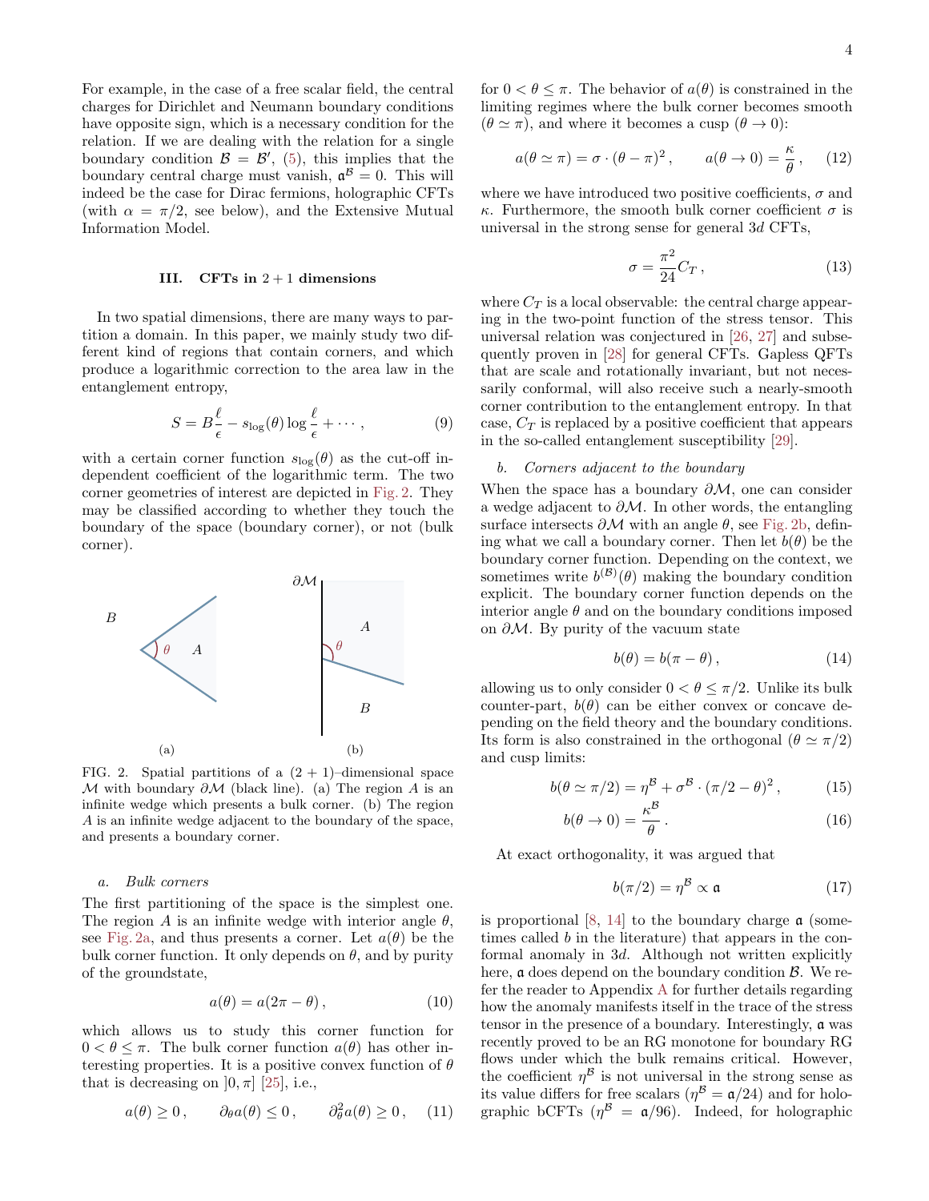For example, in the case of a free scalar field, the central charges for Dirichlet and Neumann boundary conditions have opposite sign, which is a necessary condition for the relation. If we are dealing with the relation for a single boundary condition $\mathcal{B} = \mathcal{B}'$, (5), this implies that the boundary central charge must vanish, $\mathfrak{a}^{\mathcal{B}} = 0$. This will indeed be the case for Dirac fermions, holographic CFTs (with $\alpha = \pi/2$, see below), and the Extensive Mutual Information Model.

## III. CFTs in 2 + 1 dimensions

In two spatial dimensions, there are many ways to partition a domain. In this paper, we mainly study two different kind of regions that contain corners, and which produce a logarithmic correction to the area law in the entanglement entropy,

$$S = B\frac{\ell}{\epsilon} - s_{\log}(\theta) \log \frac{\ell}{\epsilon} + \cdots , \tag{9}$$

with a certain corner function $s_{\log}(\theta)$ as the cut-off independent coefficient of the logarithmic term. The two corner geometries of interest are depicted in Fig. 2. They may be classified according to whether they touch the boundary of the space (boundary corner), or not (bulk corner).

FIG. 2. Spatial partitions of a $(2+1)$–dimensional space $\mathcal{M}$ with boundary $\partial\mathcal{M}$ (black line). (a) The region $A$ is an infinite wedge which presents a bulk corner. (b) The region $A$ is an infinite wedge adjacent to the boundary of the space, and presents a boundary corner.

### a. Bulk corners

The first partitioning of the space is the simplest one. The region $A$ is an infinite wedge with interior angle $\theta$, see Fig. 2a, and thus presents a corner. Let $a(\theta)$ be the bulk corner function. It only depends on $\theta$, and by purity of the groundstate,

$$a(\theta) = a(2\pi - \theta) , \tag{10}$$

which allows us to study this corner function for $0 < \theta \le \pi$. The bulk corner function $a(\theta)$ has other interesting properties. It is a positive convex function of $\theta$ that is decreasing on $]0, \pi]$ [25], i.e.,

$$a(\theta) \ge 0 , \qquad \partial_\theta a(\theta) \le 0 , \qquad \partial_\theta^2 a(\theta) \ge 0 , \tag{11}$$

for $0 < \theta \le \pi$. The behavior of $a(\theta)$ is constrained in the limiting regimes where the bulk corner becomes smooth ($\theta \simeq \pi$), and where it becomes a cusp ($\theta \to 0$):

$$a(\theta \simeq \pi) = \sigma \cdot (\theta - \pi)^2 , \qquad a(\theta \to 0) = \frac{\kappa}{\theta} , \tag{12}$$

where we have introduced two positive coefficients, $\sigma$ and $\kappa$. Furthermore, the smooth bulk corner coefficient $\sigma$ is universal in the strong sense for general $3d$ CFTs,

$$\sigma = \frac{\pi^2}{24} C_T , \tag{13}$$

where $C_T$ is a local observable: the central charge appearing in the two-point function of the stress tensor. This universal relation was conjectured in [26, 27] and subsequently proven in [28] for general CFTs. Gapless QFTs that are scale and rotationally invariant, but not necessarily conformal, will also receive such a nearly-smooth corner contribution to the entanglement entropy. In that case, $C_T$ is replaced by a positive coefficient that appears in the so-called entanglement susceptibility [29].

### b. Corners adjacent to the boundary

When the space has a boundary $\partial\mathcal{M}$, one can consider a wedge adjacent to $\partial\mathcal{M}$. In other words, the entangling surface intersects $\partial\mathcal{M}$ with an angle $\theta$, see Fig. 2b, defining what we call a boundary corner. Then let $b(\theta)$ be the boundary corner function. Depending on the context, we sometimes write $b^{(\mathcal{B})}(\theta)$ making the boundary condition explicit. The boundary corner function depends on the interior angle $\theta$ and on the boundary conditions imposed on $\partial\mathcal{M}$. By purity of the vacuum state

$$b(\theta) = b(\pi - \theta) , \tag{14}$$

allowing us to only consider $0 < \theta \le \pi/2$. Unlike its bulk counter-part, $b(\theta)$ can be either convex or concave depending on the field theory and the boundary conditions. Its form is also constrained in the orthogonal ($\theta \simeq \pi/2$) and cusp limits:

$$b(\theta \simeq \pi/2) = \eta^{\mathcal{B}} + \sigma^{\mathcal{B}} \cdot (\pi/2 - \theta)^2 , \tag{15}$$

$$b(\theta \to 0) = \frac{\kappa^{\mathcal{B}}}{\theta} . \tag{16}$$

At exact orthogonality, it was argued that

$$b(\pi/2) = \eta^{\mathcal{B}} \propto \mathfrak{a} \tag{17}$$

is proportional [8, 14] to the boundary charge $\mathfrak{a}$ (sometimes called $b$ in the literature) that appears in the conformal anomaly in $3d$. Although not written explicitly here, $\mathfrak{a}$ does depend on the boundary condition $\mathcal{B}$. We refer the reader to Appendix A for further details regarding how the anomaly manifests itself in the trace of the stress tensor in the presence of a boundary. Interestingly, $\mathfrak{a}$ was recently proved to be an RG monotone for boundary RG flows under which the bulk remains critical. However, the coefficient $\eta^{\mathcal{B}}$ is not universal in the strong sense as its value differs for free scalars ($\eta^{\mathcal{B}} = \mathfrak{a}/24$) and for holographic bCFTs ($\eta^{\mathcal{B}} = \mathfrak{a}/96$). Indeed, for holographic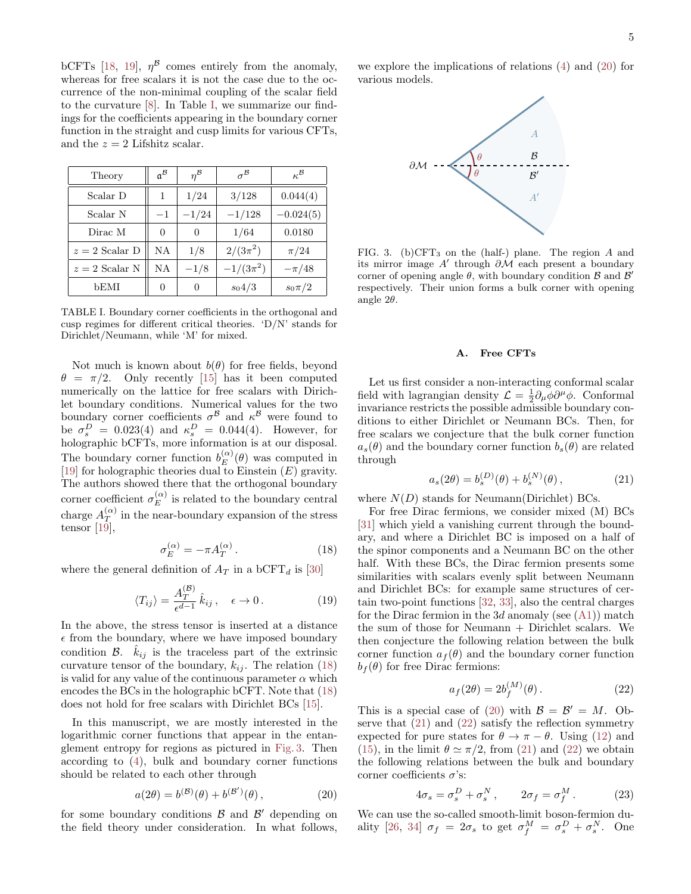bCFTs [18, 19], $\eta^{\mathcal{B}}$ comes entirely from the anomaly, whereas for free scalars it is not the case due to the occurrence of the non-minimal coupling of the scalar field to the curvature [8]. In Table I, we summarize our findings for the coefficients appearing in the boundary corner function in the straight and cusp limits for various CFTs, and the $z = 2$ Lifshitz scalar.

| Theory | $\mathfrak{a}^{\mathcal{B}}$ | $\eta^{\mathcal{B}}$ | $\sigma^{\mathcal{B}}$ | $\kappa^{\mathcal{B}}$ |
|---|---|---|---|---|
| Scalar D | 1 | 1/24 | 3/128 | 0.044(4) |
| Scalar N | −1 | −1/24 | −1/128 | −0.024(5) |
| Dirac M | 0 | 0 | 1/64 | 0.0180 |
| $z = 2$ Scalar D | NA | 1/8 | $2/(3\pi^2)$ | $\pi/24$ |
| $z = 2$ Scalar N | NA | −1/8 | $-1/(3\pi^2)$ | $-\pi/48$ |
| bEMI | 0 | 0 | $s_0 4/3$ | $s_0\pi/2$ |

TABLE I. Boundary corner coefficients in the orthogonal and cusp regimes for different critical theories. 'D/N' stands for Dirichlet/Neumann, while 'M' for mixed.

Not much is known about $b(\theta)$ for free fields, beyond $\theta = \pi/2$. Only recently [15] has it been computed numerically on the lattice for free scalars with Dirichlet boundary conditions. Numerical values for the two boundary corner coefficients $\sigma^{\mathcal{B}}$ and $\kappa^{\mathcal{B}}$ were found to be $\sigma_s^D = 0.023(4)$ and $\kappa_s^D = 0.044(4)$. However, for holographic bCFTs, more information is at our disposal. The boundary corner function $b_E^{(\alpha)}(\theta)$ was computed in [19] for holographic theories dual to Einstein ($E$) gravity. The authors showed there that the orthogonal boundary corner coefficient $\sigma_E^{(\alpha)}$ is related to the boundary central charge $A_T^{(\alpha)}$ in the near-boundary expansion of the stress tensor [19],

$$\sigma_E^{(\alpha)} = -\pi A_T^{(\alpha)} . \tag{18}$$

where the general definition of $A_T$ in a bCFT$_d$ is [30]

$$\langle T_{ij} \rangle = \frac{A_T^{(\mathcal{B})}}{\epsilon^{d-1}} \hat{k}_{ij} , \quad \epsilon \to 0 . \tag{19}$$

In the above, the stress tensor is inserted at a distance $\epsilon$ from the boundary, where we have imposed boundary condition $\mathcal{B}$. $\hat{k}_{ij}$ is the traceless part of the extrinsic curvature tensor of the boundary, $k_{ij}$. The relation (18) is valid for any value of the continuous parameter $\alpha$ which encodes the BCs in the holographic bCFT. Note that (18) does not hold for free scalars with Dirichlet BCs [15].

In this manuscript, we are mostly interested in the logarithmic corner functions that appear in the entanglement entropy for regions as pictured in Fig. 3. Then according to (4), bulk and boundary corner functions should be related to each other through

$$a(2\theta) = b^{(\mathcal{B})}(\theta) + b^{(\mathcal{B}')}(\theta) , \tag{20}$$

for some boundary conditions $\mathcal{B}$ and $\mathcal{B}'$ depending on the field theory under consideration. In what follows, we explore the implications of relations (4) and (20) for various models.

FIG. 3. (b)CFT$_3$ on the (half-) plane. The region $A$ and its mirror image $A'$ through $\partial\mathcal{M}$ each present a boundary corner of opening angle $\theta$, with boundary condition $\mathcal{B}$ and $\mathcal{B}'$ respectively. Their union forms a bulk corner with opening angle $2\theta$.

### A. Free CFTs

Let us first consider a non-interacting conformal scalar field with lagrangian density $\mathcal{L} = \frac{1}{2}\partial_\mu\phi\partial^\mu\phi$. Conformal invariance restricts the possible admissible boundary conditions to either Dirichlet or Neumann BCs. Then, for free scalars we conjecture that the bulk corner function $a_s(\theta)$ and the boundary corner function $b_s(\theta)$ are related through

$$a_s(2\theta) = b_s^{(D)}(\theta) + b_s^{(N)}(\theta) , \tag{21}$$

where $N(D)$ stands for Neumann(Dirichlet) BCs.

For free Dirac fermions, we consider mixed (M) BCs [31] which yield a vanishing current through the boundary, and where a Dirichlet BC is imposed on a half of the spinor components and a Neumann BC on the other half. With these BCs, the Dirac fermion presents some similarities with scalars evenly split between Neumann and Dirichlet BCs: for example same structures of certain two-point functions [32, 33], also the central charges for the Dirac fermion in the $3d$ anomaly (see (A1)) match the sum of those for Neumann + Dirichlet scalars. We then conjecture the following relation between the bulk corner function $a_f(\theta)$ and the boundary corner function $b_f(\theta)$ for free Dirac fermions:

$$a_f(2\theta) = 2b_f^{(M)}(\theta) . \tag{22}$$

This is a special case of (20) with $\mathcal{B} = \mathcal{B}' = M$. Observe that (21) and (22) satisfy the reflection symmetry expected for pure states for $\theta \to \pi - \theta$. Using (12) and (15), in the limit $\theta \simeq \pi/2$, from (21) and (22) we obtain the following relations between the bulk and boundary corner coefficients $\sigma$'s:

$$4\sigma_s = \sigma_s^D + \sigma_s^N , \qquad 2\sigma_f = \sigma_f^M . \tag{23}$$

We can use the so-called smooth-limit boson-fermion duality [26, 34] $\sigma_f = 2\sigma_s$ to get $\sigma_f^M = \sigma_s^D + \sigma_s^N$. One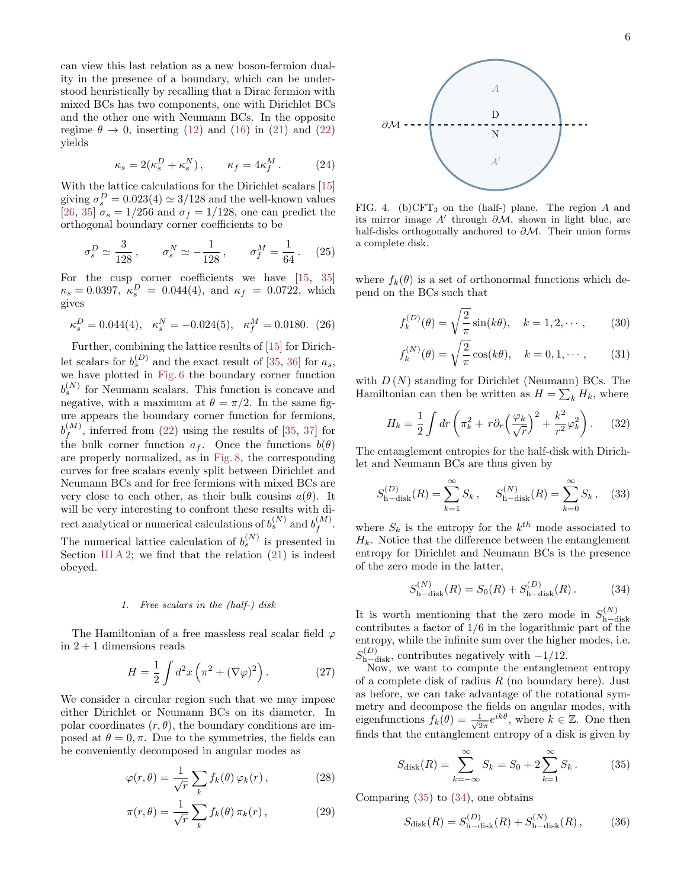can view this last relation as a new boson-fermion duality in the presence of a boundary, which can be understood heuristically by recalling that a Dirac fermion with mixed BCs has two components, one with Dirichlet BCs and the other one with Neumann BCs. In the opposite regime $\theta \to 0$, inserting (12) and (16) in (21) and (22) yields

$$\kappa_s = 2(\kappa_s^D + \kappa_s^N)\,, \qquad \kappa_f = 4\kappa_f^M\,. \tag{24}$$

With the lattice calculations for the Dirichlet scalars [15] giving $\sigma_s^D = 0.023(4) \simeq 3/128$ and the well-known values [26, 35] $\sigma_s = 1/256$ and $\sigma_f = 1/128$, one can predict the orthogonal boundary corner coefficients to be

$$\sigma_s^D \simeq \frac{3}{128}\,, \qquad \sigma_s^N \simeq -\frac{1}{128}\,, \qquad \sigma_f^M = \frac{1}{64}\,. \tag{25}$$

For the cusp corner coefficients we have [15, 35] $\kappa_s = 0.0397$, $\kappa_s^D = 0.044(4)$, and $\kappa_f = 0.0722$, which gives

$$\kappa_s^D = 0.044(4), \quad \kappa_s^N = -0.024(5), \quad \kappa_f^M = 0.0180. \tag{26}$$

Further, combining the lattice results of [15] for Dirichlet scalars for $b_s^{(D)}$ and the exact result of [35, 36] for $a_s$, we have plotted in Fig. 6 the boundary corner function $b_s^{(N)}$ for Neumann scalars. This function is concave and negative, with a maximum at $\theta = \pi/2$. In the same figure appears the boundary corner function for fermions, $b_f^{(M)}$, inferred from (22) using the results of [35, 37] for the bulk corner function $a_f$. Once the functions $b(\theta)$ are properly normalized, as in Fig. 8, the corresponding curves for free scalars evenly split between Dirichlet and Neumann BCs and for free fermions with mixed BCs are very close to each other, as their bulk cousins $a(\theta)$. It will be very interesting to confront these results with direct analytical or numerical calculations of $b_s^{(N)}$ and $b_f^{(M)}$. The numerical lattice calculation of $b_s^{(N)}$ is presented in Section III A 2; we find that the relation (21) is indeed obeyed.

#### 1. Free scalars in the (half-) disk

The Hamiltonian of a free massless real scalar field $\varphi$ in $2+1$ dimensions reads

$$H = \frac{1}{2}\int d^2x \left(\pi^2 + (\nabla\varphi)^2\right). \tag{27}$$

We consider a circular region such that we may impose either Dirichlet or Neumann BCs on its diameter. In polar coordinates $(r, \theta)$, the boundary conditions are imposed at $\theta = 0, \pi$. Due to the symmetries, the fields can be conveniently decomposed in angular modes as

$$\varphi(r,\theta) = \frac{1}{\sqrt{r}}\sum_k f_k(\theta)\,\varphi_k(r)\,, \tag{28}$$

$$\pi(r,\theta) = \frac{1}{\sqrt{r}}\sum_k f_k(\theta)\,\pi_k(r)\,, \tag{29}$$

FIG. 4. (b)CFT$_3$ on the (half-) plane. The region $A$ and its mirror image $A'$ through $\partial\mathcal{M}$, shown in light blue, are half-disks orthogonally anchored to $\partial\mathcal{M}$. Their union forms a complete disk.

where $f_k(\theta)$ is a set of orthonormal functions which depend on the BCs such that

$$f_k^{(D)}(\theta) = \sqrt{\frac{2}{\pi}}\sin(k\theta), \quad k = 1, 2, \cdots, \tag{30}$$

$$f_k^{(N)}(\theta) = \sqrt{\frac{2}{\pi}}\cos(k\theta), \quad k = 0, 1, \cdots, \tag{31}$$

with $D\,(N)$ standing for Dirichlet (Neumann) BCs. The Hamiltonian can then be written as $H = \sum_k H_k$, where

$$H_k = \frac{1}{2}\int dr \left(\pi_k^2 + r\partial_r\left(\frac{\varphi_k}{\sqrt{r}}\right)^2 + \frac{k^2}{r^2}\varphi_k^2\right). \tag{32}$$

The entanglement entropies for the half-disk with Dirichlet and Neumann BCs are thus given by

$$S^{(D)}_{\text{h-disk}}(R) = \sum_{k=1}^{\infty} S_k\,, \qquad S^{(N)}_{\text{h-disk}}(R) = \sum_{k=0}^{\infty} S_k\,, \tag{33}$$

where $S_k$ is the entropy for the $k^{th}$ mode associated to $H_k$. Notice that the difference between the entanglement entropy for Dirichlet and Neumann BCs is the presence of the zero mode in the latter,

$$S^{(N)}_{\text{h-disk}}(R) = S_0(R) + S^{(D)}_{\text{h-disk}}(R)\,. \tag{34}$$

It is worth mentioning that the zero mode in $S^{(N)}_{\text{h-disk}}$ contributes a factor of $1/6$ in the logarithmic part of the entropy, while the infinite sum over the higher modes, i.e. $S^{(D)}_{\text{h-disk}}$, contributes negatively with $-1/12$.

Now, we want to compute the entanglement entropy of a complete disk of radius $R$ (no boundary here). Just as before, we can take advantage of the rotational symmetry and decompose the fields on angular modes, with eigenfunctions $f_k(\theta) = \frac{1}{\sqrt{2\pi}}e^{ik\theta}$, where $k \in \mathbb{Z}$. One then finds that the entanglement entropy of a disk is given by

$$S_{\text{disk}}(R) = \sum_{k=-\infty}^{\infty} S_k = S_0 + 2\sum_{k=1}^{\infty} S_k\,. \tag{35}$$

Comparing (35) to (34), one obtains

$$S_{\text{disk}}(R) = S^{(D)}_{\text{h-disk}}(R) + S^{(N)}_{\text{h-disk}}(R)\,, \tag{36}$$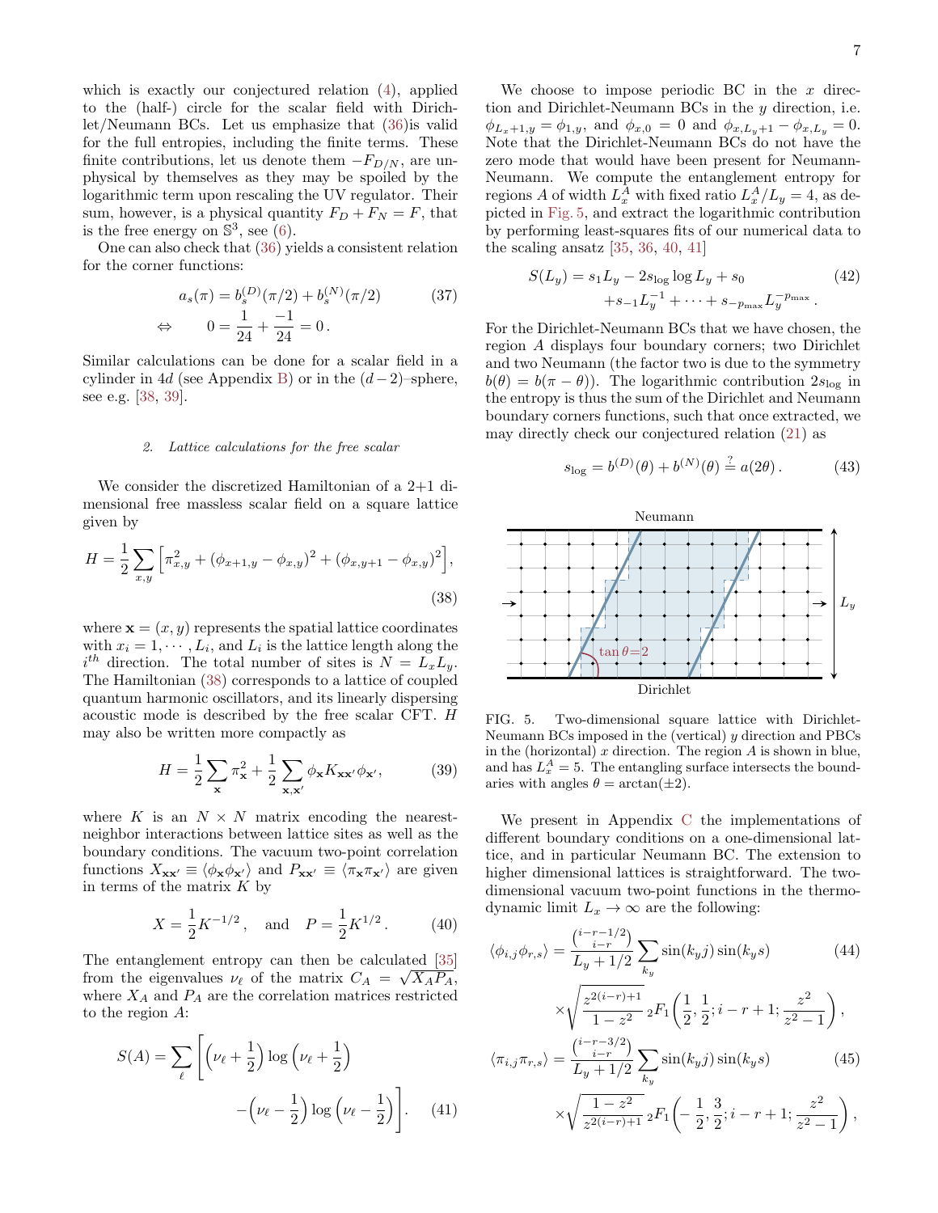which is exactly our conjectured relation (4), applied to the (half-) circle for the scalar field with Dirichlet/Neumann BCs. Let us emphasize that (36)is valid for the full entropies, including the finite terms. These finite contributions, let us denote them $-F_{D/N}$, are unphysical by themselves as they may be spoiled by the logarithmic term upon rescaling the UV regulator. Their sum, however, is a physical quantity $F_D + F_N = F$, that is the free energy on $\mathbb{S}^3$, see (6).

One can also check that (36) yields a consistent relation for the corner functions:

$$
\begin{aligned}
a_s(\pi) &= b_s^{(D)}(\pi/2) + b_s^{(N)}(\pi/2) \qquad (37)\\
\Leftrightarrow \qquad 0 &= \frac{1}{24} + \frac{-1}{24} = 0\,.
\end{aligned}
$$

Similar calculations can be done for a scalar field in a cylinder in $4d$ (see Appendix B) or in the $(d-2)$–sphere, see e.g. [38, 39].

### 2. Lattice calculations for the free scalar

We consider the discretized Hamiltonian of a 2+1 dimensional free massless scalar field on a square lattice given by

$$
H = \frac{1}{2}\sum_{x,y}\Big[\pi_{x,y}^2 + (\phi_{x+1,y} - \phi_{x,y})^2 + (\phi_{x,y+1} - \phi_{x,y})^2\Big], \qquad (38)
$$

where $\mathbf{x} = (x, y)$ represents the spatial lattice coordinates with $x_i = 1, \cdots, L_i$, and $L_i$ is the lattice length along the $i^{th}$ direction. The total number of sites is $N = L_x L_y$. The Hamiltonian (38) corresponds to a lattice of coupled quantum harmonic oscillators, and its linearly dispersing acoustic mode is described by the free scalar CFT. $H$ may also be written more compactly as

$$
H = \frac{1}{2}\sum_{\mathbf{x}} \pi_{\mathbf{x}}^2 + \frac{1}{2}\sum_{\mathbf{x},\mathbf{x}'} \phi_{\mathbf{x}} K_{\mathbf{x}\mathbf{x}'} \phi_{\mathbf{x}'}, \qquad (39)
$$

where $K$ is an $N \times N$ matrix encoding the nearest-neighbor interactions between lattice sites as well as the boundary conditions. The vacuum two-point correlation functions $X_{\mathbf{x}\mathbf{x}'} \equiv \langle \phi_{\mathbf{x}}\phi_{\mathbf{x}'}\rangle$ and $P_{\mathbf{x}\mathbf{x}'} \equiv \langle \pi_{\mathbf{x}}\pi_{\mathbf{x}'}\rangle$ are given in terms of the matrix $K$ by

$$
X = \frac{1}{2}K^{-1/2}\,, \quad \text{and} \quad P = \frac{1}{2}K^{1/2}\,. \qquad (40)
$$

The entanglement entropy can then be calculated [35] from the eigenvalues $\nu_\ell$ of the matrix $C_A = \sqrt{X_A P_A}$, where $X_A$ and $P_A$ are the correlation matrices restricted to the region $A$:

$$
S(A) = \sum_\ell \left[\Big(\nu_\ell + \frac{1}{2}\Big)\log\Big(\nu_\ell + \frac{1}{2}\Big) - \Big(\nu_\ell - \frac{1}{2}\Big)\log\Big(\nu_\ell - \frac{1}{2}\Big)\right]. \qquad (41)
$$

We choose to impose periodic BC in the $x$ direction and Dirichlet-Neumann BCs in the $y$ direction, i.e. $\phi_{L_x+1,y} = \phi_{1,y}$, and $\phi_{x,0} = 0$ and $\phi_{x,L_y+1} - \phi_{x,L_y} = 0$. Note that the Dirichlet-Neumann BCs do not have the zero mode that would have been present for Neumann-Neumann. We compute the entanglement entropy for regions $A$ of width $L_x^A$ with fixed ratio $L_x^A/L_y = 4$, as depicted in Fig. 5, and extract the logarithmic contribution by performing least-squares fits of our numerical data to the scaling ansatz [35, 36, 40, 41]

$$
\begin{aligned}
S(L_y) = s_1 L_y - 2s_{\log}\log L_y + s_0& \qquad (42)\\
+ s_{-1}L_y^{-1} + \cdots + s_{-p_{\max}}L_y^{-p_{\max}}&\,.
\end{aligned}
$$

For the Dirichlet-Neumann BCs that we have chosen, the region $A$ displays four boundary corners; two Dirichlet and two Neumann (the factor two is due to the symmetry $b(\theta) = b(\pi - \theta)$). The logarithmic contribution $2s_{\log}$ in the entropy is thus the sum of the Dirichlet and Neumann boundary corners functions, such that once extracted, we may directly check our conjectured relation (21) as

$$
s_{\log} = b^{(D)}(\theta) + b^{(N)}(\theta) \stackrel{?}{=} a(2\theta)\,. \qquad (43)
$$

FIG. 5. Two-dimensional square lattice with Dirichlet-Neumann BCs imposed in the (vertical) $y$ direction and PBCs in the (horizontal) $x$ direction. The region $A$ is shown in blue, and has $L_x^A = 5$. The entangling surface intersects the boundaries with angles $\theta = \arctan(\pm 2)$.

We present in Appendix C the implementations of different boundary conditions on a one-dimensional lattice, and in particular Neumann BC. The extension to higher dimensional lattices is straightforward. The two-dimensional vacuum two-point functions in the thermodynamic limit $L_x \to \infty$ are the following:

$$
\begin{aligned}
\langle \phi_{i,j}\phi_{r,s}\rangle = \frac{\binom{i-r-1/2}{i-r}}{L_y + 1/2}\sum_{k_y}\sin(k_y j)\sin(k_y s)& \qquad (44)\\
\times\sqrt{\frac{z^{2(i-r)+1}}{1-z^2}}\,{}_2F_1\!\left(\frac{1}{2}, \frac{1}{2}; i-r+1; \frac{z^2}{z^2-1}\right)&,\\
\langle \pi_{i,j}\pi_{r,s}\rangle = \frac{\binom{i-r-3/2}{i-r}}{L_y + 1/2}\sum_{k_y}\sin(k_y j)\sin(k_y s)& \qquad (45)\\
\times\sqrt{\frac{1-z^2}{z^{2(i-r)+1}}}\,{}_2F_1\!\left(-\frac{1}{2}, \frac{3}{2}; i-r+1; \frac{z^2}{z^2-1}\right)&,
\end{aligned}
$$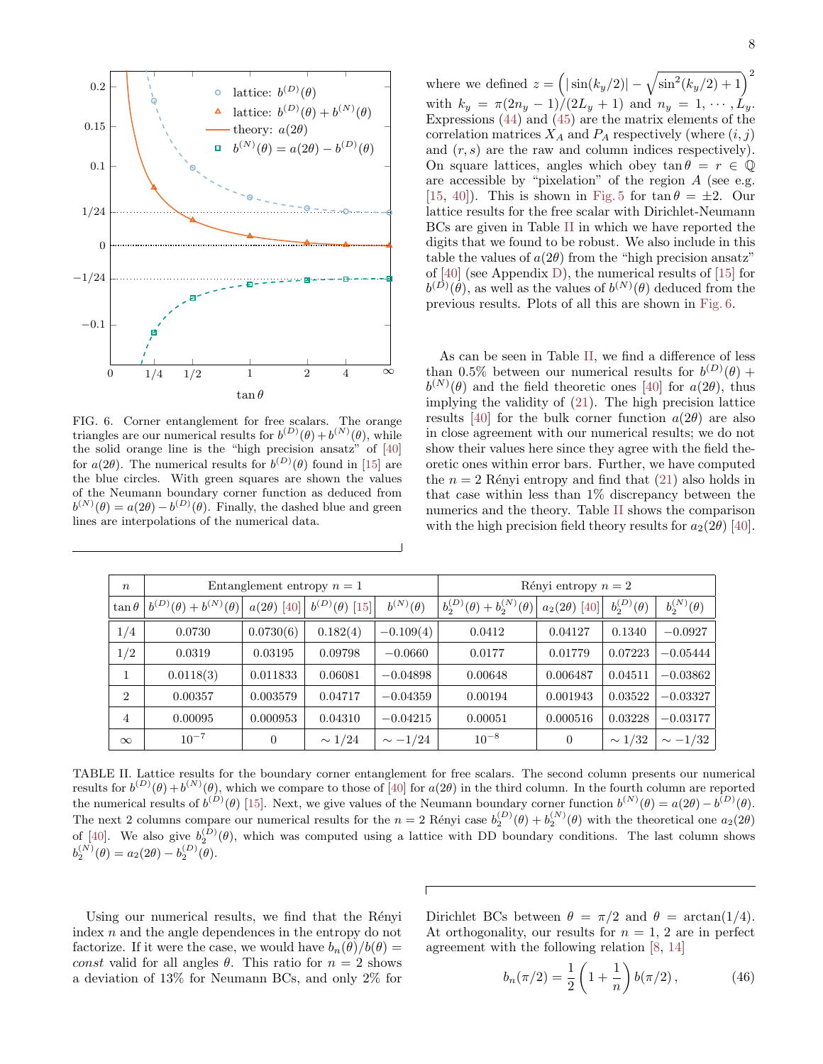FIG. 6. Corner entanglement for free scalars. The orange triangles are our numerical results for $b^{(D)}(\theta)+b^{(N)}(\theta)$, while the solid orange line is the "high precision ansatz" of [40] for $a(2\theta)$. The numerical results for $b^{(D)}(\theta)$ found in [15] are the blue circles. With green squares are shown the values of the Neumann boundary corner function as deduced from $b^{(N)}(\theta) = a(2\theta) - b^{(D)}(\theta)$. Finally, the dashed blue and green lines are interpolations of the numerical data.

where we defined $z = \left(|\sin(k_y/2)| - \sqrt{\sin^2(k_y/2)+1}\right)^2$ with $k_y = \pi(2n_y-1)/(2L_y+1)$ and $n_y = 1, \cdots, L_y$. Expressions (44) and (45) are the matrix elements of the correlation matrices $X_A$ and $P_A$ respectively (where $(i,j)$ and $(r,s)$ are the raw and column indices respectively). On square lattices, angles which obey $\tan\theta = r \in \mathbb{Q}$ are accessible by "pixelation" of the region $A$ (see e.g. [15, 40]). This is shown in Fig. 5 for $\tan\theta = \pm 2$. Our lattice results for the free scalar with Dirichlet-Neumann BCs are given in Table II in which we have reported the digits that we found to be robust. We also include in this table the values of $a(2\theta)$ from the "high precision ansatz" of [40] (see Appendix D), the numerical results of [15] for $b^{(D)}(\theta)$, as well as the values of $b^{(N)}(\theta)$ deduced from the previous results. Plots of all this are shown in Fig. 6.

As can be seen in Table II, we find a difference of less than 0.5% between our numerical results for $b^{(D)}(\theta) + b^{(N)}(\theta)$ and the field theoretic ones [40] for $a(2\theta)$, thus implying the validity of (21). The high precision lattice results [40] for the bulk corner function $a(2\theta)$ are also in close agreement with our numerical results; we do not show their values here since they agree with the field theoretic ones within error bars. Further, we have computed the $n = 2$ Rényi entropy and find that (21) also holds in that case within less than 1% discrepancy between the numerics and the theory. Table II shows the comparison with the high precision field theory results for $a_2(2\theta)$ [40].

| $n$ | Entanglement entropy $n=1$ | | | | Rényi entropy $n=2$ | | | |
|---|---|---|---|---|---|---|---|---|
| $\tan\theta$ | $b^{(D)}(\theta)+b^{(N)}(\theta)$ | $a(2\theta)$ [40] | $b^{(D)}(\theta)$ [15] | $b^{(N)}(\theta)$ | $b_2^{(D)}(\theta)+b_2^{(N)}(\theta)$ | $a_2(2\theta)$ [40] | $b_2^{(D)}(\theta)$ | $b_2^{(N)}(\theta)$ |
| 1/4 | 0.0730 | 0.0730(6) | 0.182(4) | −0.109(4) | 0.0412 | 0.04127 | 0.1340 | −0.0927 |
| 1/2 | 0.0319 | 0.03195 | 0.09798 | −0.0660 | 0.0177 | 0.01779 | 0.07223 | −0.05444 |
| 1 | 0.0118(3) | 0.011833 | 0.06081 | −0.04898 | 0.00648 | 0.006487 | 0.04511 | −0.03862 |
| 2 | 0.00357 | 0.003579 | 0.04717 | −0.04359 | 0.00194 | 0.001943 | 0.03522 | −0.03327 |
| 4 | 0.00095 | 0.000953 | 0.04310 | −0.04215 | 0.00051 | 0.000516 | 0.03228 | −0.03177 |
| $\infty$ | $10^{-7}$ | 0 | $\sim 1/24$ | $\sim -1/24$ | $10^{-8}$ | 0 | $\sim 1/32$ | $\sim -1/32$ |

TABLE II. Lattice results for the boundary corner entanglement for free scalars. The second column presents our numerical results for $b^{(D)}(\theta)+b^{(N)}(\theta)$, which we compare to those of [40] for $a(2\theta)$ in the third column. In the fourth column are reported the numerical results of $b^{(D)}(\theta)$ [15]. Next, we give values of the Neumann boundary corner function $b^{(N)}(\theta) = a(2\theta) - b^{(D)}(\theta)$. The next 2 columns compare our numerical results for the $n = 2$ Rényi case $b_2^{(D)}(\theta) + b_2^{(N)}(\theta)$ with the theoretical one $a_2(2\theta)$ of [40]. We also give $b_2^{(D)}(\theta)$, which was computed using a lattice with DD boundary conditions. The last column shows $b_2^{(N)}(\theta) = a_2(2\theta) - b_2^{(D)}(\theta)$.

Using our numerical results, we find that the Rényi index $n$ and the angle dependences in the entropy do not factorize. If it were the case, we would have $b_n(\theta)/b(\theta) = const$ valid for all angles $\theta$. This ratio for $n = 2$ shows a deviation of 13% for Neumann BCs, and only 2% for Dirichlet BCs between $\theta = \pi/2$ and $\theta = \arctan(1/4)$. At orthogonality, our results for $n = 1, 2$ are in perfect agreement with the following relation [8, 14]

$$b_n(\pi/2) = \frac{1}{2}\left(1+\frac{1}{n}\right) b(\pi/2)\,, \tag{46}$$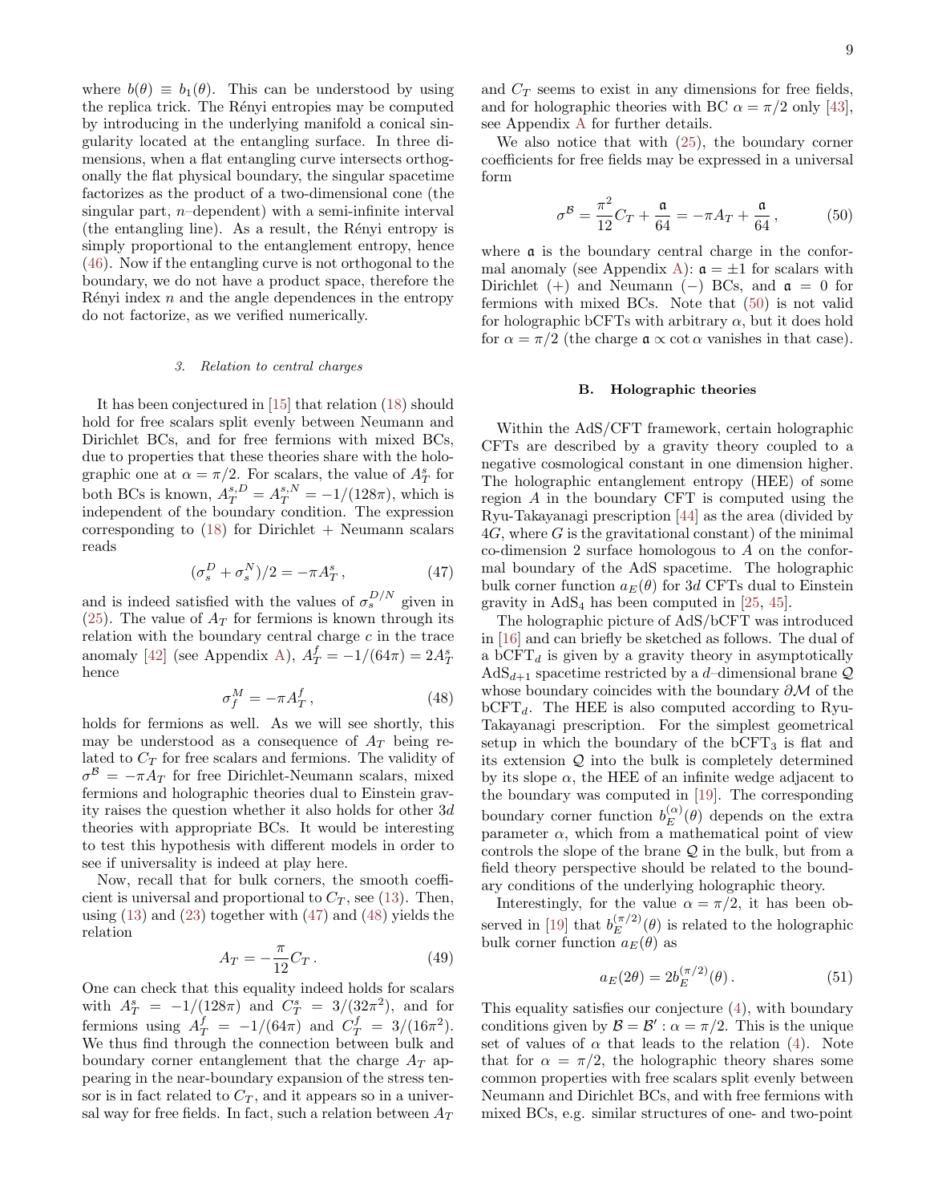where $b(\theta) \equiv b_1(\theta)$. This can be understood by using the replica trick. The Rényi entropies may be computed by introducing in the underlying manifold a conical singularity located at the entangling surface. In three dimensions, when a flat entangling curve intersects orthogonally the flat physical boundary, the singular spacetime factorizes as the product of a two-dimensional cone (the singular part, $n$–dependent) with a semi-infinite interval (the entangling line). As a result, the Rényi entropy is simply proportional to the entanglement entropy, hence (46). Now if the entangling curve is not orthogonal to the boundary, we do not have a product space, therefore the Rényi index $n$ and the angle dependences in the entropy do not factorize, as we verified numerically.

#### 3. Relation to central charges

It has been conjectured in [15] that relation (18) should hold for free scalars split evenly between Neumann and Dirichlet BCs, and for free fermions with mixed BCs, due to properties that these theories share with the holographic one at $\alpha = \pi/2$. For scalars, the value of $A_T^s$ for both BCs is known, $A_T^{s,D} = A_T^{s,N} = -1/(128\pi)$, which is independent of the boundary condition. The expression corresponding to (18) for Dirichlet + Neumann scalars reads

$$(\sigma_s^D + \sigma_s^N)/2 = -\pi A_T^s \,, \tag{47}$$

and is indeed satisfied with the values of $\sigma_s^{D/N}$ given in (25). The value of $A_T$ for fermions is known through its relation with the boundary central charge $c$ in the trace anomaly [42] (see Appendix A), $A_T^f = -1/(64\pi) = 2A_T^s$ hence

$$\sigma_f^M = -\pi A_T^f \,, \tag{48}$$

holds for fermions as well. As we will see shortly, this may be understood as a consequence of $A_T$ being related to $C_T$ for free scalars and fermions. The validity of $\sigma^{\mathcal{B}} = -\pi A_T$ for free Dirichlet-Neumann scalars, mixed fermions and holographic theories dual to Einstein gravity raises the question whether it also holds for other $3d$ theories with appropriate BCs. It would be interesting to test this hypothesis with different models in order to see if universality is indeed at play here.

Now, recall that for bulk corners, the smooth coefficient is universal and proportional to $C_T$, see (13). Then, using (13) and (23) together with (47) and (48) yields the relation

$$A_T = -\frac{\pi}{12} C_T \,. \tag{49}$$

One can check that this equality indeed holds for scalars with $A_T^s = -1/(128\pi)$ and $C_T^s = 3/(32\pi^2)$, and for fermions using $A_T^f = -1/(64\pi)$ and $C_T^f = 3/(16\pi^2)$. We thus find through the connection between bulk and boundary corner entanglement that the charge $A_T$ appearing in the near-boundary expansion of the stress tensor is in fact related to $C_T$, and it appears so in a universal way for free fields. In fact, such a relation between $A_T$ and $C_T$ seems to exist in any dimensions for free fields, and for holographic theories with BC $\alpha = \pi/2$ only [43], see Appendix A for further details.

We also notice that with (25), the boundary corner coefficients for free fields may be expressed in a universal form

$$\sigma^{\mathcal{B}} = \frac{\pi^2}{12} C_T + \frac{\mathfrak{a}}{64} = -\pi A_T + \frac{\mathfrak{a}}{64} \,, \tag{50}$$

where $\mathfrak{a}$ is the boundary central charge in the conformal anomaly (see Appendix A): $\mathfrak{a} = \pm 1$ for scalars with Dirichlet (+) and Neumann (−) BCs, and $\mathfrak{a} = 0$ for fermions with mixed BCs. Note that (50) is not valid for holographic bCFTs with arbitrary $\alpha$, but it does hold for $\alpha = \pi/2$ (the charge $\mathfrak{a} \propto \cot \alpha$ vanishes in that case).

### B. Holographic theories

Within the AdS/CFT framework, certain holographic CFTs are described by a gravity theory coupled to a negative cosmological constant in one dimension higher. The holographic entanglement entropy (HEE) of some region $A$ in the boundary CFT is computed using the Ryu-Takayanagi prescription [44] as the area (divided by $4G$, where $G$ is the gravitational constant) of the minimal co-dimension 2 surface homologous to $A$ on the conformal boundary of the AdS spacetime. The holographic bulk corner function $a_E(\theta)$ for $3d$ CFTs dual to Einstein gravity in $\text{AdS}_4$ has been computed in [25, 45].

The holographic picture of AdS/bCFT was introduced in [16] and can briefly be sketched as follows. The dual of a $\text{bCFT}_d$ is given by a gravity theory in asymptotically $\text{AdS}_{d+1}$ spacetime restricted by a $d$–dimensional brane $\mathcal{Q}$ whose boundary coincides with the boundary $\partial\mathcal{M}$ of the $\text{bCFT}_d$. The HEE is also computed according to Ryu-Takayanagi prescription. For the simplest geometrical setup in which the boundary of the $\text{bCFT}_3$ is flat and its extension $\mathcal{Q}$ into the bulk is completely determined by its slope $\alpha$, the HEE of an infinite wedge adjacent to the boundary was computed in [19]. The corresponding boundary corner function $b_E^{(\alpha)}(\theta)$ depends on the extra parameter $\alpha$, which from a mathematical point of view controls the slope of the brane $\mathcal{Q}$ in the bulk, but from a field theory perspective should be related to the boundary conditions of the underlying holographic theory.

Interestingly, for the value $\alpha = \pi/2$, it has been observed in [19] that $b_E^{(\pi/2)}(\theta)$ is related to the holographic bulk corner function $a_E(\theta)$ as

$$a_E(2\theta) = 2 b_E^{(\pi/2)}(\theta) \,. \tag{51}$$

This equality satisfies our conjecture (4), with boundary conditions given by $\mathcal{B} = \mathcal{B}' : \alpha = \pi/2$. This is the unique set of values of $\alpha$ that leads to the relation (4). Note that for $\alpha = \pi/2$, the holographic theory shares some common properties with free scalars split evenly between Neumann and Dirichlet BCs, and with free fermions with mixed BCs, e.g. similar structures of one- and two-point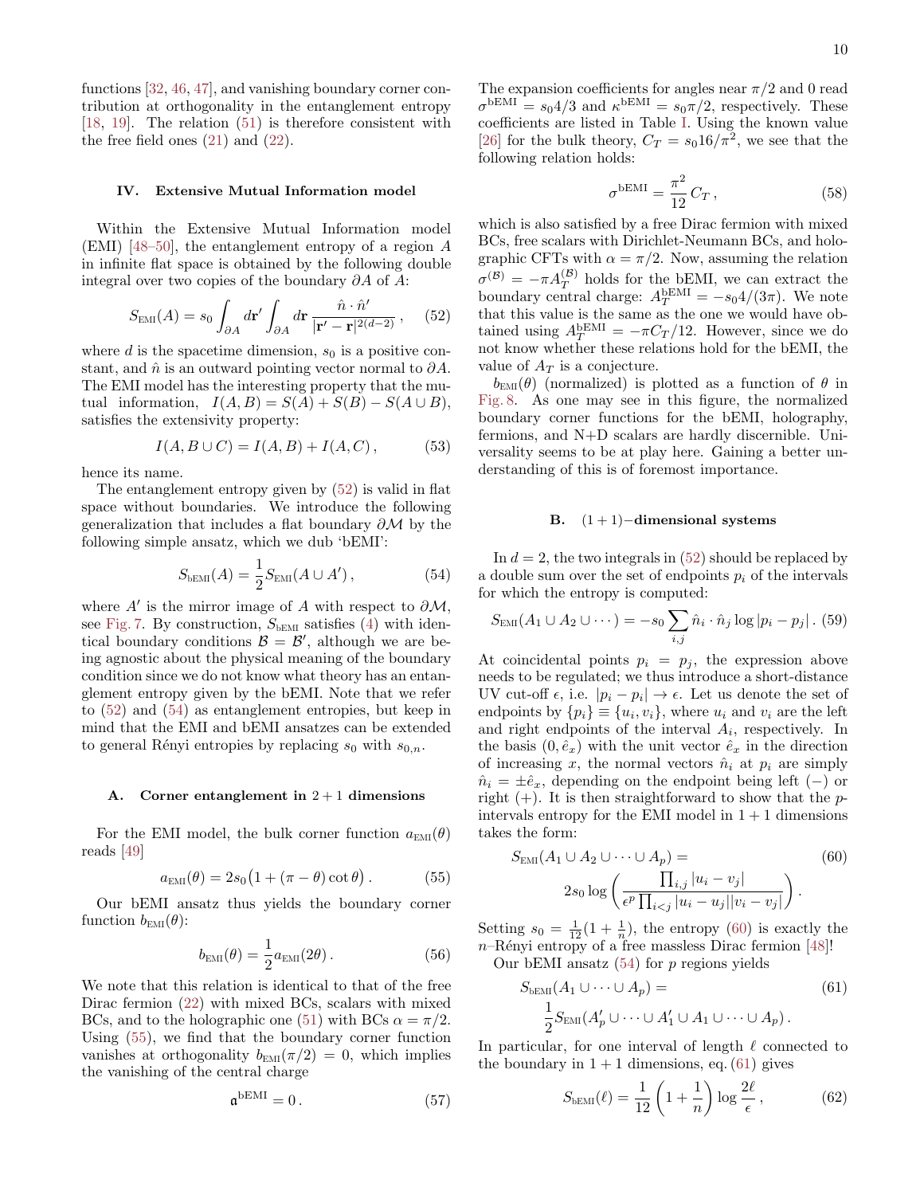functions [32, 46, 47], and vanishing boundary corner contribution at orthogonality in the entanglement entropy [18, 19]. The relation (51) is therefore consistent with the free field ones (21) and (22).

## IV. Extensive Mutual Information model

Within the Extensive Mutual Information model (EMI) [48–50], the entanglement entropy of a region $A$ in infinite flat space is obtained by the following double integral over two copies of the boundary $\partial A$ of $A$:

$$S_{\text{EMI}}(A) = s_0 \int_{\partial A} d\mathbf{r}' \int_{\partial A} d\mathbf{r}\, \frac{\hat{n}\cdot\hat{n}'}{|\mathbf{r}'-\mathbf{r}|^{2(d-2)}}\,, \tag{52}$$

where $d$ is the spacetime dimension, $s_0$ is a positive constant, and $\hat{n}$ is an outward pointing vector normal to $\partial A$. The EMI model has the interesting property that the mutual information, $I(A,B) = S(A) + S(B) - S(A\cup B)$, satisfies the extensivity property:

$$I(A, B\cup C) = I(A,B) + I(A,C)\,, \tag{53}$$

hence its name.

The entanglement entropy given by (52) is valid in flat space without boundaries. We introduce the following generalization that includes a flat boundary $\partial\mathcal{M}$ by the following simple ansatz, which we dub 'bEMI':

$$S_{\text{bEMI}}(A) = \frac{1}{2} S_{\text{EMI}}(A\cup A')\,, \tag{54}$$

where $A'$ is the mirror image of $A$ with respect to $\partial\mathcal{M}$, see Fig. 7. By construction, $S_{\text{bEMI}}$ satisfies (4) with identical boundary conditions $\mathcal{B}=\mathcal{B}'$, although we are being agnostic about the physical meaning of the boundary condition since we do not know what theory has an entanglement entropy given by the bEMI. Note that we refer to (52) and (54) as entanglement entropies, but keep in mind that the EMI and bEMI ansatzes can be extended to general Rényi entropies by replacing $s_0$ with $s_{0,n}$.

### A. Corner entanglement in $2+1$ dimensions

For the EMI model, the bulk corner function $a_{\text{EMI}}(\theta)$ reads [49]

$$a_{\text{EMI}}(\theta) = 2s_0\big(1 + (\pi-\theta)\cot\theta\big)\,. \tag{55}$$

Our bEMI ansatz thus yields the boundary corner function $b_{\text{EMI}}(\theta)$:

$$b_{\text{EMI}}(\theta) = \frac{1}{2} a_{\text{EMI}}(2\theta)\,. \tag{56}$$

We note that this relation is identical to that of the free Dirac fermion (22) with mixed BCs, scalars with mixed BCs, and to the holographic one (51) with BCs $\alpha=\pi/2$. Using (55), we find that the boundary corner function vanishes at orthogonality $b_{\text{EMI}}(\pi/2) = 0$, which implies the vanishing of the central charge

$$\mathfrak{a}^{\text{bEMI}} = 0\,. \tag{57}$$

The expansion coefficients for angles near $\pi/2$ and 0 read $\sigma^{\text{bEMI}} = s_0 4/3$ and $\kappa^{\text{bEMI}} = s_0\pi/2$, respectively. These coefficients are listed in Table I. Using the known value [26] for the bulk theory, $C_T = s_0 16/\pi^2$, we see that the following relation holds:

$$\sigma^{\text{bEMI}} = \frac{\pi^2}{12}\, C_T\,, \tag{58}$$

which is also satisfied by a free Dirac fermion with mixed BCs, free scalars with Dirichlet-Neumann BCs, and holographic CFTs with $\alpha=\pi/2$. Now, assuming the relation $\sigma^{(\mathcal{B})} = -\pi A_T^{(\mathcal{B})}$ holds for the bEMI, we can extract the boundary central charge: $A_T^{\text{bEMI}} = -s_0 4/(3\pi)$. We note that this value is the same as the one we would have obtained using $A_T^{\text{bEMI}} = -\pi C_T/12$. However, since we do not know whether these relations hold for the bEMI, the value of $A_T$ is a conjecture.

$b_{\text{EMI}}(\theta)$ (normalized) is plotted as a function of $\theta$ in Fig. 8. As one may see in this figure, the normalized boundary corner functions for the bEMI, holography, fermions, and N+D scalars are hardly discernible. Universality seems to be at play here. Gaining a better understanding of this is of foremost importance.

### B. $(1+1)-$dimensional systems

In $d=2$, the two integrals in (52) should be replaced by a double sum over the set of endpoints $p_i$ of the intervals for which the entropy is computed:

$$S_{\text{EMI}}(A_1\cup A_2\cup\cdots) = -s_0\sum_{i,j}\hat{n}_i\cdot\hat{n}_j\log|p_i-p_j|\,. \tag{59}$$

At coincidental points $p_i = p_j$, the expression above needs to be regulated; we thus introduce a short-distance UV cut-off $\epsilon$, i.e. $|p_i - p_i| \to \epsilon$. Let us denote the set of endpoints by $\{p_i\}\equiv\{u_i, v_i\}$, where $u_i$ and $v_i$ are the left and right endpoints of the interval $A_i$, respectively. In the basis $(0,\hat{e}_x)$ with the unit vector $\hat{e}_x$ in the direction of increasing $x$, the normal vectors $\hat{n}_i$ at $p_i$ are simply $\hat{n}_i = \pm\hat{e}_x$, depending on the endpoint being left ($-$) or right ($+$). It is then straightforward to show that the $p$-intervals entropy for the EMI model in $1+1$ dimensions takes the form:

$$S_{\text{EMI}}(A_1\cup A_2\cup\cdots\cup A_p) = 2s_0\log\left(\frac{\prod_{i,j}|u_i-v_j|}{\epsilon^p\prod_{i<j}|u_i-u_j||v_i-v_j|}\right). \tag{60}$$

Setting $s_0 = \frac{1}{12}(1+\frac{1}{n})$, the entropy (60) is exactly the $n$–Rényi entropy of a free massless Dirac fermion [48]!

Our bEMI ansatz (54) for $p$ regions yields

$$S_{\text{bEMI}}(A_1\cup\cdots\cup A_p) = \frac{1}{2}S_{\text{EMI}}(A'_p\cup\cdots\cup A'_1\cup A_1\cup\cdots\cup A_p)\,. \tag{61}$$

In particular, for one interval of length $\ell$ connected to the boundary in $1+1$ dimensions, eq. (61) gives

$$S_{\text{bEMI}}(\ell) = \frac{1}{12}\left(1+\frac{1}{n}\right)\log\frac{2\ell}{\epsilon}\,, \tag{62}$$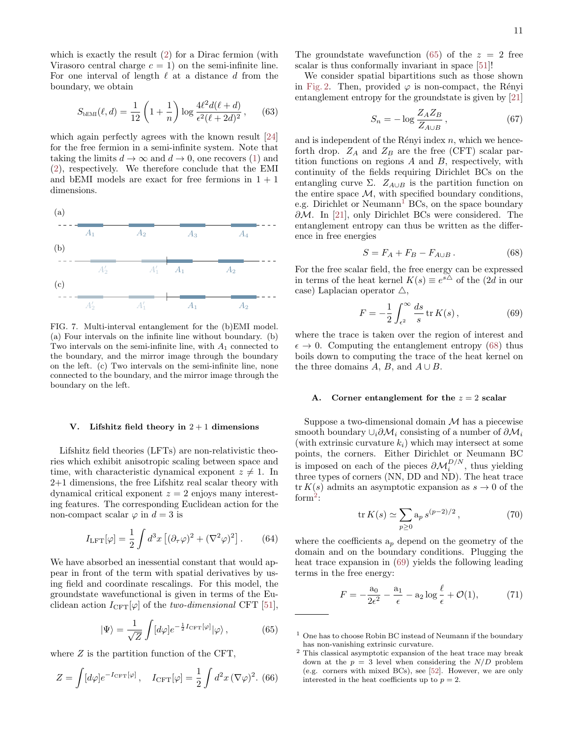which is exactly the result (2) for a Dirac fermion (with Virasoro central charge $c = 1$) on the semi-infinite line. For one interval of length $\ell$ at a distance $d$ from the boundary, we obtain

$$S_{\rm bEMI}(\ell, d) = \frac{1}{12}\left(1 + \frac{1}{n}\right) \log \frac{4\ell^2 d(\ell + d)}{\epsilon^2(\ell + 2d)^2}\,, \qquad (63)$$

which again perfectly agrees with the known result [24] for the free fermion in a semi-infinite system. Note that taking the limits $d \to \infty$ and $d \to 0$, one recovers (1) and (2), respectively. We therefore conclude that the EMI and bEMI models are exact for free fermions in $1 + 1$ dimensions.

(a) $A_1$ $A_2$ $A_3$ $A_4$

(b) $A_2'$ $A_1'$ $A_1$ $A_2$

(c) $A_2'$ $A_1'$ $A_1$ $A_2$

FIG. 7. Multi-interval entanglement for the (b)EMI model. (a) Four intervals on the infinite line without boundary. (b) Two intervals on the semi-infinite line, with $A_1$ connected to the boundary, and the mirror image through the boundary on the left. (c) Two intervals on the semi-infinite line, none connected to the boundary, and the mirror image through the boundary on the left.

### V. Lifshitz field theory in 2 + 1 dimensions

Lifshitz field theories (LFTs) are non-relativistic theories which exhibit anisotropic scaling between space and time, with characteristic dynamical exponent $z \neq 1$. In 2+1 dimensions, the free Lifshitz real scalar theory with dynamical critical exponent $z = 2$ enjoys many interesting features. The corresponding Euclidean action for the non-compact scalar $\varphi$ in $d = 3$ is

$$I_{\rm LFT}[\varphi] = \frac{1}{2}\int d^3x \left[(\partial_\tau \varphi)^2 + (\nabla^2\varphi)^2\right]. \qquad (64)$$

We have absorbed an inessential constant that would appear in front of the term with spatial derivatives by using field and coordinate rescalings. For this model, the groundstate wavefunctional is given in terms of the Euclidean action $I_{\rm CFT}[\varphi]$ of the *two-dimensional* CFT [51],

$$|\Psi\rangle = \frac{1}{\sqrt{Z}}\int [d\varphi] e^{-\frac{1}{2}I_{\rm CFT}[\varphi]}|\varphi\rangle\,, \qquad (65)$$

where $Z$ is the partition function of the CFT,

$$Z = \int [d\varphi] e^{-I_{\rm CFT}[\varphi]}\,, \quad I_{\rm CFT}[\varphi] = \frac{1}{2}\int d^2x\,(\nabla\varphi)^2. \qquad (66)$$

The groundstate wavefunction (65) of the $z = 2$ free scalar is thus conformally invariant in space [51]!

We consider spatial bipartitions such as those shown in Fig. 2. Then, provided $\varphi$ is non-compact, the Rényi entanglement entropy for the groundstate is given by [21]

$$S_n = -\log \frac{Z_A Z_B}{Z_{A\cup B}}\,, \qquad (67)$$

and is independent of the Rényi index $n$, which we henceforth drop. $Z_A$ and $Z_B$ are the free (CFT) scalar partition functions on regions $A$ and $B$, respectively, with continuity of the fields requiring Dirichlet BCs on the entangling curve $\Sigma$. $Z_{A\cup B}$ is the partition function on the entire space $\mathcal{M}$, with specified boundary conditions, e.g. Dirichlet or Neumann[1] BCs, on the space boundary $\partial\mathcal{M}$. In [21], only Dirichlet BCs were considered. The entanglement entropy can thus be written as the difference in free energies

$$S = F_A + F_B - F_{A\cup B}\,. \qquad (68)$$

For the free scalar field, the free energy can be expressed in terms of the heat kernel $K(s) \equiv e^{s\triangle}$ of the ($2d$ in our case) Laplacian operator $\triangle$,

$$F = -\frac{1}{2}\int_{\epsilon^2}^{\infty} \frac{ds}{s}\,{\rm tr}\,K(s)\,, \qquad (69)$$

where the trace is taken over the region of interest and $\epsilon \to 0$. Computing the entanglement entropy (68) thus boils down to computing the trace of the heat kernel on the three domains $A$, $B$, and $A \cup B$.

#### A. Corner entanglement for the $z = 2$ scalar

Suppose a two-dimensional domain $\mathcal{M}$ has a piecewise smooth boundary $\cup_i \partial\mathcal{M}_i$ consisting of a number of $\partial\mathcal{M}_i$ (with extrinsic curvature $k_i$) which may intersect at some points, the corners. Either Dirichlet or Neumann BC is imposed on each of the pieces $\partial\mathcal{M}_i^{D/N}$, thus yielding three types of corners (NN, DD and ND). The heat trace ${\rm tr}\,K(s)$ admits an asymptotic expansion as $s \to 0$ of the form[2]:

$$ {\rm tr}\,K(s) \simeq \sum_{p\geq 0} {\rm a}_p\, s^{(p-2)/2}\,, \qquad (70)$$

where the coefficients ${\rm a}_p$ depend on the geometry of the domain and on the boundary conditions. Plugging the heat trace expansion in (69) yields the following leading terms in the free energy:

$$F = -\frac{{\rm a}_0}{2\epsilon^2} - \frac{{\rm a}_1}{\epsilon} - {\rm a}_2 \log\frac{\ell}{\epsilon} + \mathcal{O}(1), \qquad (71)$$

---

[1] One has to choose Robin BC instead of Neumann if the boundary has non-vanishing extrinsic curvature.

[2] This classical asymptotic expansion of the heat trace may break down at the $p = 3$ level when considering the $N/D$ problem (e.g. corners with mixed BCs), see [52]. However, we are only interested in the heat coefficients up to $p = 2$.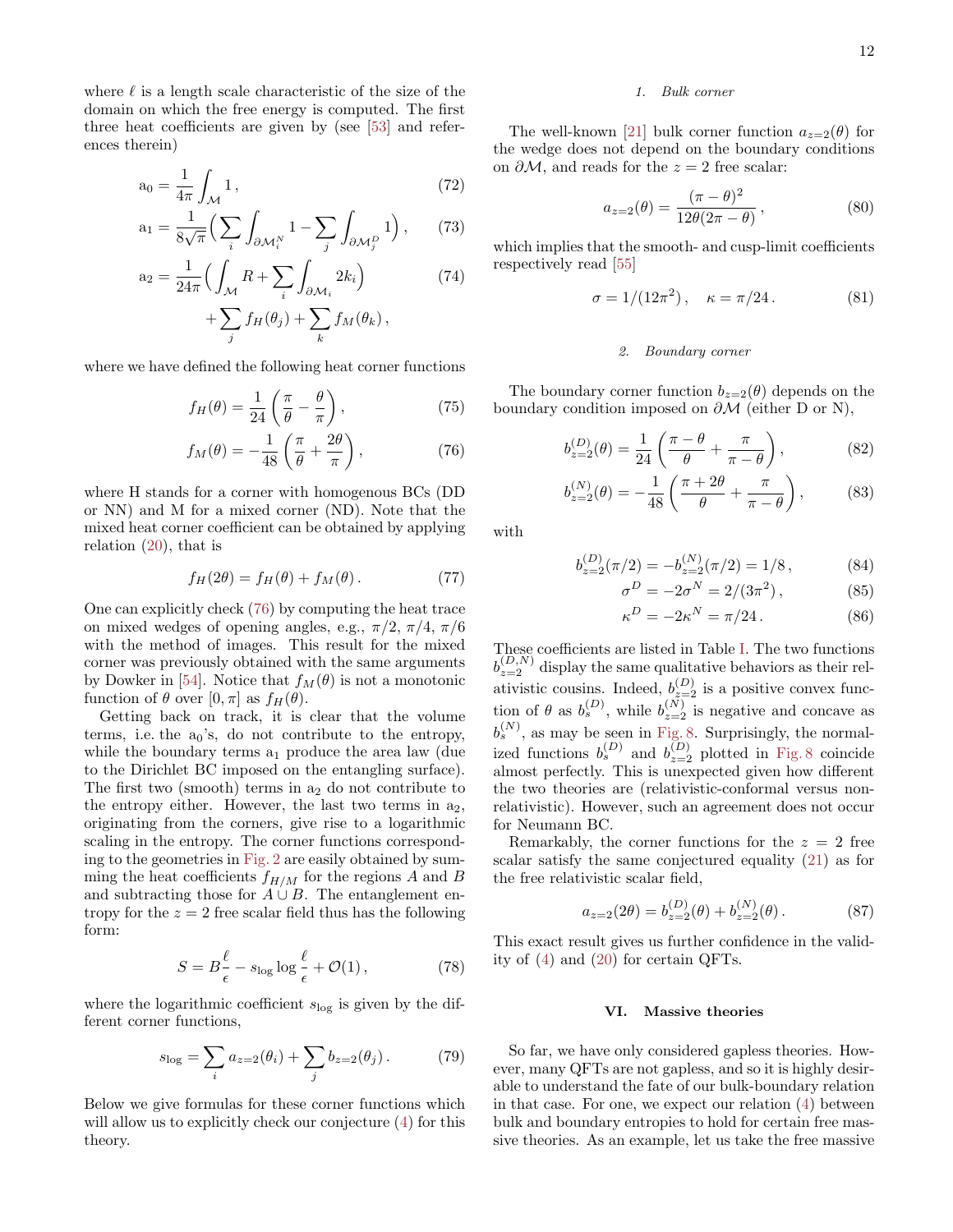where $\ell$ is a length scale characteristic of the size of the domain on which the free energy is computed. The first three heat coefficients are given by (see [53] and references therein)

$$\mathrm{a}_0 = \frac{1}{4\pi}\int_{\mathcal{M}} 1\,, \tag{72}$$

$$\mathrm{a}_1 = \frac{1}{8\sqrt{\pi}}\Big(\sum_i \int_{\partial\mathcal{M}_i^N} 1 - \sum_j \int_{\partial\mathcal{M}_j^D} 1\Big)\,, \tag{73}$$

$$\mathrm{a}_2 = \frac{1}{24\pi}\Big(\int_{\mathcal{M}} R + \sum_i \int_{\partial\mathcal{M}_i} 2k_i\Big) + \sum_j f_H(\theta_j) + \sum_k f_M(\theta_k)\,, \tag{74}$$

where we have defined the following heat corner functions

$$f_H(\theta) = \frac{1}{24}\left(\frac{\pi}{\theta} - \frac{\theta}{\pi}\right), \tag{75}$$

$$f_M(\theta) = -\frac{1}{48}\left(\frac{\pi}{\theta} + \frac{2\theta}{\pi}\right), \tag{76}$$

where H stands for a corner with homogenous BCs (DD or NN) and M for a mixed corner (ND). Note that the mixed heat corner coefficient can be obtained by applying relation (20), that is

$$f_H(2\theta) = f_H(\theta) + f_M(\theta)\,. \tag{77}$$

One can explicitly check (76) by computing the heat trace on mixed wedges of opening angles, e.g., $\pi/2$, $\pi/4$, $\pi/6$ with the method of images. This result for the mixed corner was previously obtained with the same arguments by Dowker in [54]. Notice that $f_M(\theta)$ is not a monotonic function of $\theta$ over $[0,\pi]$ as $f_H(\theta)$.

Getting back on track, it is clear that the volume terms, i.e. the $\mathrm{a}_0$'s, do not contribute to the entropy, while the boundary terms $\mathrm{a}_1$ produce the area law (due to the Dirichlet BC imposed on the entangling surface). The first two (smooth) terms in $\mathrm{a}_2$ do not contribute to the entropy either. However, the last two terms in $\mathrm{a}_2$, originating from the corners, give rise to a logarithmic scaling in the entropy. The corner functions corresponding to the geometries in Fig. 2 are easily obtained by summing the heat coefficients $f_{H/M}$ for the regions $A$ and $B$ and subtracting those for $A\cup B$. The entanglement entropy for the $z=2$ free scalar field thus has the following form:

$$S = B\frac{\ell}{\epsilon} - s_{\log}\log\frac{\ell}{\epsilon} + \mathcal{O}(1)\,, \tag{78}$$

where the logarithmic coefficient $s_{\log}$ is given by the different corner functions,

$$s_{\log} = \sum_i a_{z=2}(\theta_i) + \sum_j b_{z=2}(\theta_j)\,. \tag{79}$$

Below we give formulas for these corner functions which will allow us to explicitly check our conjecture (4) for this theory.

#### 1. Bulk corner

The well-known [21] bulk corner function $a_{z=2}(\theta)$ for the wedge does not depend on the boundary conditions on $\partial\mathcal{M}$, and reads for the $z=2$ free scalar:

$$a_{z=2}(\theta) = \frac{(\pi-\theta)^2}{12\theta(2\pi-\theta)}\,, \tag{80}$$

which implies that the smooth- and cusp-limit coefficients respectively read [55]

$$\sigma = 1/(12\pi^2)\,, \quad \kappa = \pi/24\,. \tag{81}$$

#### 2. Boundary corner

The boundary corner function $b_{z=2}(\theta)$ depends on the boundary condition imposed on $\partial\mathcal{M}$ (either D or N),

$$b^{(D)}_{z=2}(\theta) = \frac{1}{24}\left(\frac{\pi-\theta}{\theta} + \frac{\pi}{\pi-\theta}\right), \tag{82}$$

$$b^{(N)}_{z=2}(\theta) = -\frac{1}{48}\left(\frac{\pi+2\theta}{\theta} + \frac{\pi}{\pi-\theta}\right), \tag{83}$$

with

$$b^{(D)}_{z=2}(\pi/2) = -b^{(N)}_{z=2}(\pi/2) = 1/8\,, \tag{84}$$

$$\sigma^D = -2\sigma^N = 2/(3\pi^2)\,, \tag{85}$$

$$\kappa^D = -2\kappa^N = \pi/24\,. \tag{86}$$

These coefficients are listed in Table I. The two functions $b^{(D,N)}_{z=2}$ display the same qualitative behaviors as their relativistic cousins. Indeed, $b^{(D)}_{z=2}$ is a positive convex function of $\theta$ as $b^{(D)}_s$, while $b^{(N)}_{z=2}$ is negative and concave as $b^{(N)}_s$, as may be seen in Fig. 8. Surprisingly, the normalized functions $b^{(D)}_s$ and $b^{(D)}_{z=2}$ plotted in Fig. 8 coincide almost perfectly. This is unexpected given how different the two theories are (relativistic-conformal versus non-relativistic). However, such an agreement does not occur for Neumann BC.

Remarkably, the corner functions for the $z=2$ free scalar satisfy the same conjectured equality (21) as for the free relativistic scalar field,

$$a_{z=2}(2\theta) = b^{(D)}_{z=2}(\theta) + b^{(N)}_{z=2}(\theta)\,. \tag{87}$$

This exact result gives us further confidence in the validity of (4) and (20) for certain QFTs.

## VI. Massive theories

So far, we have only considered gapless theories. However, many QFTs are not gapless, and so it is highly desirable to understand the fate of our bulk-boundary relation in that case. For one, we expect our relation (4) between bulk and boundary entropies to hold for certain free massive theories. As an example, let us take the free massive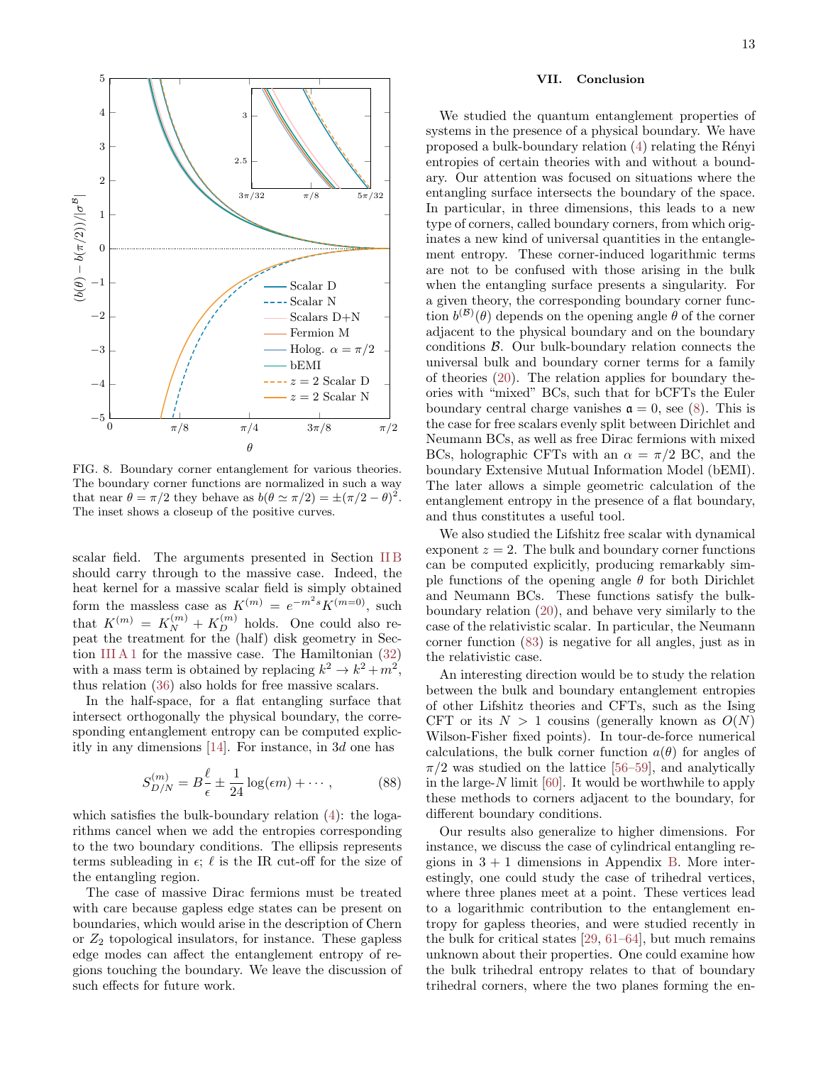FIG. 8. Boundary corner entanglement for various theories. The boundary corner functions are normalized in such a way that near $\theta = \pi/2$ they behave as $b(\theta \simeq \pi/2) = \pm(\pi/2 - \theta)^2$. The inset shows a closeup of the positive curves.

scalar field. The arguments presented in Section II B should carry through to the massive case. Indeed, the heat kernel for a massive scalar field is simply obtained form the massless case as $K^{(m)} = e^{-m^2 s} K^{(m=0)}$, such that $K^{(m)} = K_N^{(m)} + K_D^{(m)}$ holds. One could also repeat the treatment for the (half) disk geometry in Section III A 1 for the massive case. The Hamiltonian (32) with a mass term is obtained by replacing $k^2 \to k^2 + m^2$, thus relation (36) also holds for free massive scalars.

In the half-space, for a flat entangling surface that intersect orthogonally the physical boundary, the corresponding entanglement entropy can be computed explicitly in any dimensions [14]. For instance, in $3d$ one has

$$S_{D/N}^{(m)} = B\frac{\ell}{\epsilon} \pm \frac{1}{24}\log(\epsilon m) + \cdots , \tag{88}$$

which satisfies the bulk-boundary relation (4): the logarithms cancel when we add the entropies corresponding to the two boundary conditions. The ellipsis represents terms subleading in $\epsilon$; $\ell$ is the IR cut-off for the size of the entangling region.

The case of massive Dirac fermions must be treated with care because gapless edge states can be present on boundaries, which would arise in the description of Chern or $Z_2$ topological insulators, for instance. These gapless edge modes can affect the entanglement entropy of regions touching the boundary. We leave the discussion of such effects for future work.

## VII. Conclusion

We studied the quantum entanglement properties of systems in the presence of a physical boundary. We have proposed a bulk-boundary relation (4) relating the Rényi entropies of certain theories with and without a boundary. Our attention was focused on situations where the entangling surface intersects the boundary of the space. In particular, in three dimensions, this leads to a new type of corners, called boundary corners, from which originates a new kind of universal quantities in the entanglement entropy. These corner-induced logarithmic terms are not to be confused with those arising in the bulk when the entangling surface presents a singularity. For a given theory, the corresponding boundary corner function $b^{(\mathcal{B})}(\theta)$ depends on the opening angle $\theta$ of the corner adjacent to the physical boundary and on the boundary conditions $\mathcal{B}$. Our bulk-boundary relation connects the universal bulk and boundary corner terms for a family of theories (20). The relation applies for boundary theories with "mixed" BCs, such that for bCFTs the Euler boundary central charge vanishes $\mathfrak{a} = 0$, see (8). This is the case for free scalars evenly split between Dirichlet and Neumann BCs, as well as free Dirac fermions with mixed BCs, holographic CFTs with an $\alpha = \pi/2$ BC, and the boundary Extensive Mutual Information Model (bEMI). The later allows a simple geometric calculation of the entanglement entropy in the presence of a flat boundary, and thus constitutes a useful tool.

We also studied the Lifshitz free scalar with dynamical exponent $z = 2$. The bulk and boundary corner functions can be computed explicitly, producing remarkably simple functions of the opening angle $\theta$ for both Dirichlet and Neumann BCs. These functions satisfy the bulk-boundary relation (20), and behave very similarly to the case of the relativistic scalar. In particular, the Neumann corner function (83) is negative for all angles, just as in the relativistic case.

An interesting direction would be to study the relation between the bulk and boundary entanglement entropies of other Lifshitz theories and CFTs, such as the Ising CFT or its $N > 1$ cousins (generally known as $O(N)$ Wilson-Fisher fixed points). In tour-de-force numerical calculations, the bulk corner function $a(\theta)$ for angles of $\pi/2$ was studied on the lattice [56–59], and analytically in the large-$N$ limit [60]. It would be worthwhile to apply these methods to corners adjacent to the boundary, for different boundary conditions.

Our results also generalize to higher dimensions. For instance, we discuss the case of cylindrical entangling regions in 3 + 1 dimensions in Appendix B. More interestingly, one could study the case of trihedral vertices, where three planes meet at a point. These vertices lead to a logarithmic contribution to the entanglement entropy for gapless theories, and were studied recently in the bulk for critical states [29, 61–64], but much remains unknown about their properties. One could examine how the bulk trihedral entropy relates to that of boundary trihedral corners, where the two planes forming the en-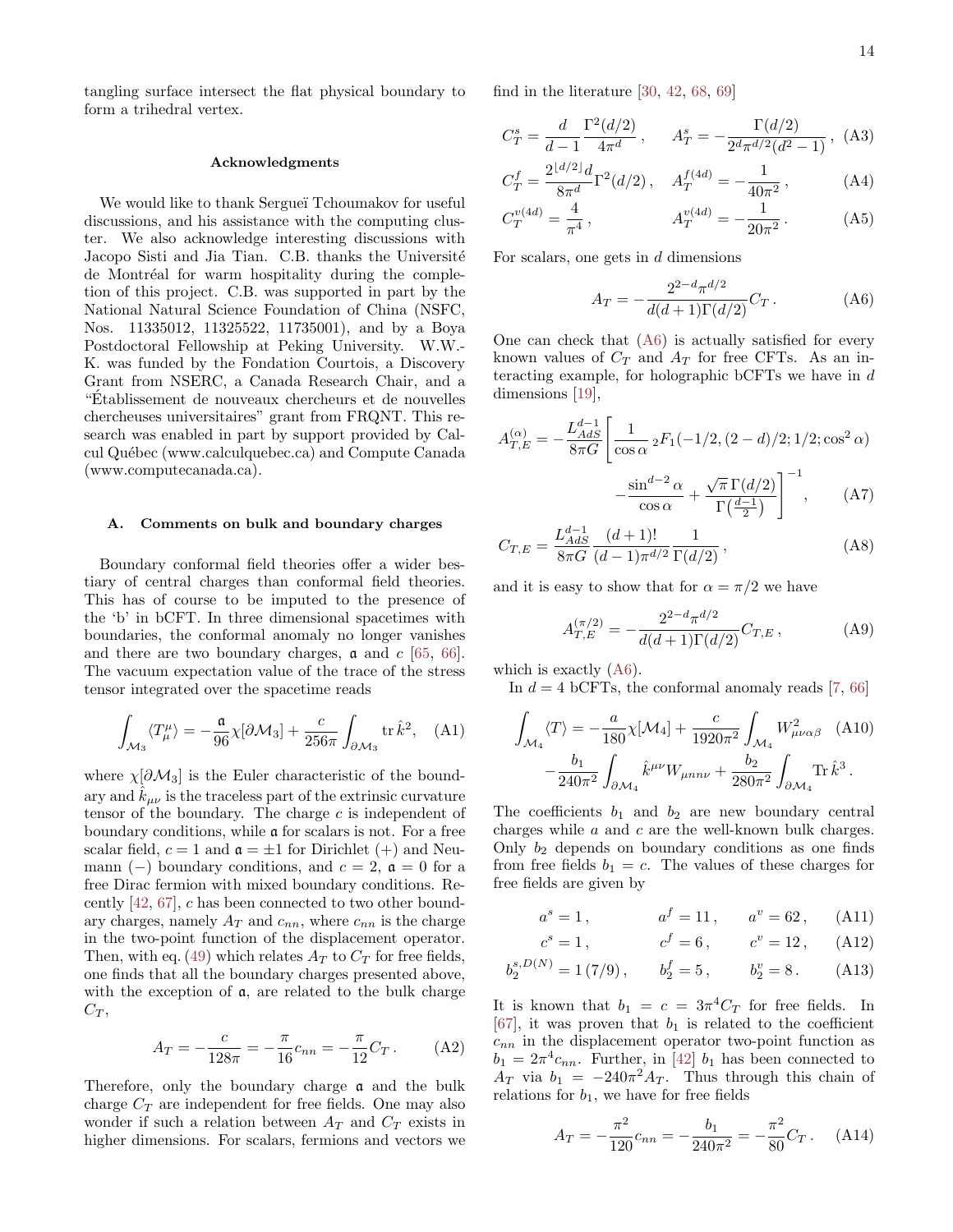tangling surface intersect the flat physical boundary to form a trihedral vertex.

#### Acknowledgments

We would like to thank Sergueï Tchoumakov for useful discussions, and his assistance with the computing cluster. We also acknowledge interesting discussions with Jacopo Sisti and Jia Tian. C.B. thanks the Université de Montréal for warm hospitality during the completion of this project. C.B. was supported in part by the National Natural Science Foundation of China (NSFC, Nos. 11335012, 11325522, 11735001), and by a Boya Postdoctoral Fellowship at Peking University. W.W.-K. was funded by the Fondation Courtois, a Discovery Grant from NSERC, a Canada Research Chair, and a "Établissement de nouveaux chercheurs et de nouvelles chercheuses universitaires" grant from FRQNT. This research was enabled in part by support provided by Calcul Québec (www.calculquebec.ca) and Compute Canada (www.computecanada.ca).

### A. Comments on bulk and boundary charges

Boundary conformal field theories offer a wider bestiary of central charges than conformal field theories. This has of course to be imputed to the presence of the 'b' in bCFT. In three dimensional spacetimes with boundaries, the conformal anomaly no longer vanishes and there are two boundary charges, $\mathfrak{a}$ and $c$ [65, 66]. The vacuum expectation value of the trace of the stress tensor integrated over the spacetime reads

$$\int_{\mathcal{M}_3} \langle T^\mu_\mu \rangle = -\frac{\mathfrak{a}}{96}\chi[\partial\mathcal{M}_3] + \frac{c}{256\pi}\int_{\partial\mathcal{M}_3} \operatorname{tr}\hat{k}^2, \quad \text{(A1)}$$

where $\chi[\partial\mathcal{M}_3]$ is the Euler characteristic of the boundary and $\hat{k}_{\mu\nu}$ is the traceless part of the extrinsic curvature tensor of the boundary. The charge $c$ is independent of boundary conditions, while $\mathfrak{a}$ for scalars is not. For a free scalar field, $c = 1$ and $\mathfrak{a} = \pm 1$ for Dirichlet (+) and Neumann (−) boundary conditions, and $c = 2$, $\mathfrak{a} = 0$ for a free Dirac fermion with mixed boundary conditions. Recently [42, 67], $c$ has been connected to two other boundary charges, namely $A_T$ and $c_{nn}$, where $c_{nn}$ is the charge in the two-point function of the displacement operator. Then, with eq. (49) which relates $A_T$ to $C_T$ for free fields, one finds that all the boundary charges presented above, with the exception of $\mathfrak{a}$, are related to the bulk charge $C_T$,

$$A_T = -\frac{c}{128\pi} = -\frac{\pi}{16}c_{nn} = -\frac{\pi}{12}C_T\,. \quad \text{(A2)}$$

Therefore, only the boundary charge $\mathfrak{a}$ and the bulk charge $C_T$ are independent for free fields. One may also wonder if such a relation between $A_T$ and $C_T$ exists in higher dimensions. For scalars, fermions and vectors we find in the literature [30, 42, 68, 69]

$$C^s_T = \frac{d}{d-1}\frac{\Gamma^2(d/2)}{4\pi^d}\,, \qquad A^s_T = -\frac{\Gamma(d/2)}{2^d\pi^{d/2}(d^2-1)}\,, \quad \text{(A3)}$$

$$C^f_T = \frac{2^{\lfloor d/2\rfloor}d}{8\pi^d}\Gamma^2(d/2)\,, \quad A^{f(4d)}_T = -\frac{1}{40\pi^2}\,, \quad \text{(A4)}$$

$$C^{v(4d)}_T = \frac{4}{\pi^4}\,, \qquad A^{v(4d)}_T = -\frac{1}{20\pi^2}\,. \quad \text{(A5)}$$

For scalars, one gets in $d$ dimensions

$$A_T = -\frac{2^{2-d}\pi^{d/2}}{d(d+1)\Gamma(d/2)}C_T\,. \quad \text{(A6)}$$

One can check that (A6) is actually satisfied for every known values of $C_T$ and $A_T$ for free CFTs. As an interacting example, for holographic bCFTs we have in $d$ dimensions [19],

$$A^{(\alpha)}_{T,E} = -\frac{L^{d-1}_{AdS}}{8\pi G}\left[\frac{1}{\cos\alpha}\,{}_2F_1(-1/2,(2-d)/2;1/2;\cos^2\alpha) - \frac{\sin^{d-2}\alpha}{\cos\alpha} + \frac{\sqrt{\pi}\,\Gamma(d/2)}{\Gamma\!\left(\frac{d-1}{2}\right)}\right]^{-1}, \quad \text{(A7)}$$

$$C_{T,E} = \frac{L^{d-1}_{AdS}}{8\pi G}\frac{(d+1)!}{(d-1)\pi^{d/2}}\frac{1}{\Gamma(d/2)}\,, \quad \text{(A8)}$$

and it is easy to show that for $\alpha = \pi/2$ we have

$$A^{(\pi/2)}_{T,E} = -\frac{2^{2-d}\pi^{d/2}}{d(d+1)\Gamma(d/2)}C_{T,E}\,, \quad \text{(A9)}$$

which is exactly (A6).

In $d = 4$ bCFTs, the conformal anomaly reads [7, 66]

$$\int_{\mathcal{M}_4} \langle T\rangle = -\frac{a}{180}\chi[\mathcal{M}_4] + \frac{c}{1920\pi^2}\int_{\mathcal{M}_4} W^2_{\mu\nu\alpha\beta} - \frac{b_1}{240\pi^2}\int_{\partial\mathcal{M}_4}\hat{k}^{\mu\nu}W_{\mu nn\nu} + \frac{b_2}{280\pi^2}\int_{\partial\mathcal{M}_4}\operatorname{Tr}\hat{k}^3\,. \quad \text{(A10)}$$

The coefficients $b_1$ and $b_2$ are new boundary central charges while $a$ and $c$ are the well-known bulk charges. Only $b_2$ depends on boundary conditions as one finds from free fields $b_1 = c$. The values of these charges for free fields are given by

$$a^s = 1\,, \qquad a^f = 11\,, \qquad a^v = 62\,, \quad \text{(A11)}$$

$$c^s = 1\,, \qquad c^f = 6\,, \qquad c^v = 12\,, \quad \text{(A12)}$$

$$b^{s,D(N)}_2 = 1\,(7/9)\,, \qquad b^f_2 = 5\,, \qquad b^v_2 = 8\,. \quad \text{(A13)}$$

It is known that $b_1 = c = 3\pi^4 C_T$ for free fields. In [67], it was proven that $b_1$ is related to the coefficient $c_{nn}$ in the displacement operator two-point function as $b_1 = 2\pi^4 c_{nn}$. Further, in [42] $b_1$ has been connected to $A_T$ via $b_1 = -240\pi^2 A_T$. Thus through this chain of relations for $b_1$, we have for free fields

$$A_T = -\frac{\pi^2}{120}c_{nn} = -\frac{b_1}{240\pi^2} = -\frac{\pi^2}{80}C_T\,. \quad \text{(A14)}$$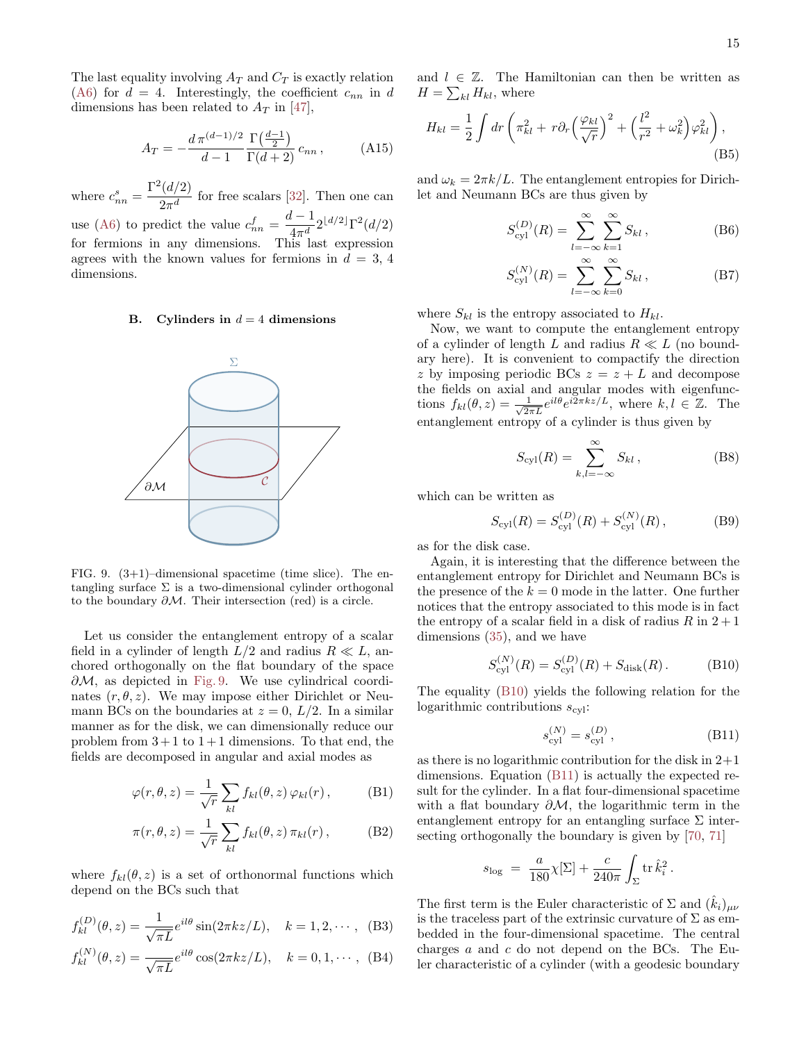The last equality involving $A_T$ and $C_T$ is exactly relation (A6) for $d = 4$. Interestingly, the coefficient $c_{nn}$ in $d$ dimensions has been related to $A_T$ in [47],

$$A_T = -\frac{d\,\pi^{(d-1)/2}}{d-1}\frac{\Gamma\left(\frac{d-1}{2}\right)}{\Gamma(d+2)}\,c_{nn}\,, \tag{A15}$$

where $c^s_{nn} = \dfrac{\Gamma^2(d/2)}{2\pi^d}$ for free scalars [32]. Then one can use (A6) to predict the value $c^f_{nn} = \dfrac{d-1}{4\pi^d}2^{\lfloor d/2\rfloor}\Gamma^2(d/2)$ for fermions in any dimensions. This last expression agrees with the known values for fermions in $d = 3$, $4$ dimensions.

### B. Cylinders in $d = 4$ dimensions

FIG. 9. (3+1)–dimensional spacetime (time slice). The entangling surface $\Sigma$ is a two-dimensional cylinder orthogonal to the boundary $\partial\mathcal{M}$. Their intersection (red) is a circle.

Let us consider the entanglement entropy of a scalar field in a cylinder of length $L/2$ and radius $R \ll L$, anchored orthogonally on the flat boundary of the space $\partial\mathcal{M}$, as depicted in Fig. 9. We use cylindrical coordinates $(r, \theta, z)$. We may impose either Dirichlet or Neumann BCs on the boundaries at $z = 0$, $L/2$. In a similar manner as for the disk, we can dimensionally reduce our problem from $3+1$ to $1+1$ dimensions. To that end, the fields are decomposed in angular and axial modes as

$$\varphi(r, \theta, z) = \frac{1}{\sqrt{r}}\sum_{kl} f_{kl}(\theta, z)\,\varphi_{kl}(r)\,, \tag{B1}$$

$$\pi(r, \theta, z) = \frac{1}{\sqrt{r}}\sum_{kl} f_{kl}(\theta, z)\,\pi_{kl}(r)\,, \tag{B2}$$

where $f_{kl}(\theta, z)$ is a set of orthonormal functions which depend on the BCs such that

$$f^{(D)}_{kl}(\theta, z) = \frac{1}{\sqrt{\pi L}}e^{il\theta}\sin(2\pi kz/L), \quad k = 1, 2, \cdots, \tag{B3}$$

$$f^{(N)}_{kl}(\theta, z) = \frac{1}{\sqrt{\pi L}}e^{il\theta}\cos(2\pi kz/L), \quad k = 0, 1, \cdots, \tag{B4}$$

and $l \in \mathbb{Z}$. The Hamiltonian can then be written as $H = \sum_{kl} H_{kl}$, where

$$H_{kl} = \frac{1}{2}\int dr\left(\pi^2_{kl} + r\partial_r\left(\frac{\varphi_{kl}}{\sqrt{r}}\right)^2 + \left(\frac{l^2}{r^2} + \omega^2_k\right)\varphi^2_{kl}\right), \tag{B5}$$

and $\omega_k = 2\pi k/L$. The entanglement entropies for Dirichlet and Neumann BCs are thus given by

$$S^{(D)}_{\rm cyl}(R) = \sum_{l=-\infty}^{\infty}\sum_{k=1}^{\infty} S_{kl}\,, \tag{B6}$$

$$S^{(N)}_{\rm cyl}(R) = \sum_{l=-\infty}^{\infty}\sum_{k=0}^{\infty} S_{kl}\,, \tag{B7}$$

where $S_{kl}$ is the entropy associated to $H_{kl}$.

Now, we want to compute the entanglement entropy of a cylinder of length $L$ and radius $R \ll L$ (no boundary here). It is convenient to compactify the direction $z$ by imposing periodic BCs $z = z + L$ and decompose the fields on axial and angular modes with eigenfunctions $f_{kl}(\theta, z) = \frac{1}{\sqrt{2\pi L}}e^{il\theta}e^{i2\pi kz/L}$, where $k, l \in \mathbb{Z}$. The entanglement entropy of a cylinder is thus given by

$$S_{\rm cyl}(R) = \sum_{k,l=-\infty}^{\infty} S_{kl}\,, \tag{B8}$$

which can be written as

$$S_{\rm cyl}(R) = S^{(D)}_{\rm cyl}(R) + S^{(N)}_{\rm cyl}(R)\,, \tag{B9}$$

as for the disk case.

Again, it is interesting that the difference between the entanglement entropy for Dirichlet and Neumann BCs is the presence of the $k = 0$ mode in the latter. One further notices that the entropy associated to this mode is in fact the entropy of a scalar field in a disk of radius $R$ in $2+1$ dimensions (35), and we have

$$S^{(N)}_{\rm cyl}(R) = S^{(D)}_{\rm cyl}(R) + S_{\rm disk}(R)\,. \tag{B10}$$

The equality (B10) yields the following relation for the logarithmic contributions $s_{\rm cyl}$:

$$s^{(N)}_{\rm cyl} = s^{(D)}_{\rm cyl}\,, \tag{B11}$$

as there is no logarithmic contribution for the disk in $2+1$ dimensions. Equation (B11) is actually the expected result for the cylinder. In a flat four-dimensional spacetime with a flat boundary $\partial\mathcal{M}$, the logarithmic term in the entanglement entropy for an entangling surface $\Sigma$ intersecting orthogonally the boundary is given by [70, 71]

$$s_{\rm log} \;=\; \frac{a}{180}\chi[\Sigma] + \frac{c}{240\pi}\int_\Sigma {\rm tr}\,\hat{k}^2_i\,.$$

The first term is the Euler characteristic of $\Sigma$ and $(\hat{k}_i)_{\mu\nu}$ is the traceless part of the extrinsic curvature of $\Sigma$ as embedded in the four-dimensional spacetime. The central charges $a$ and $c$ do not depend on the BCs. The Euler characteristic of a cylinder (with a geodesic boundary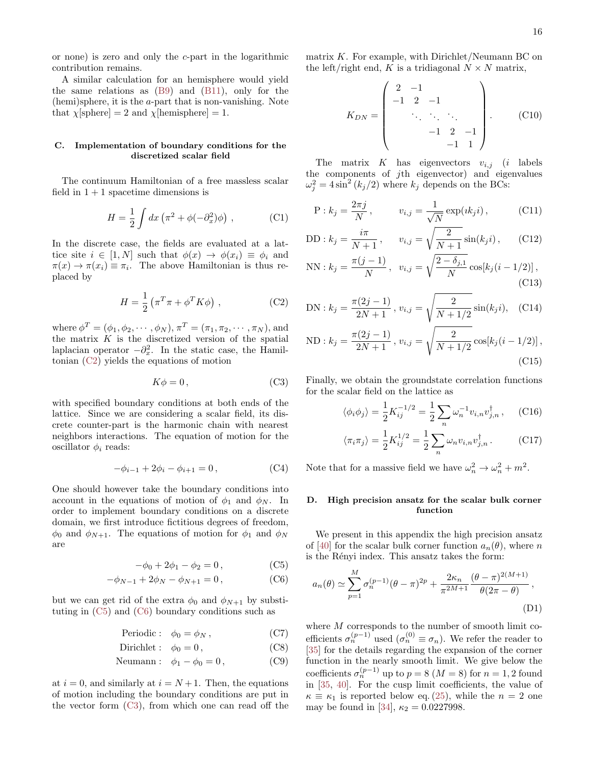or none) is zero and only the $c$-part in the logarithmic contribution remains.

A similar calculation for an hemisphere would yield the same relations as (B9) and (B11), only for the (hemi)sphere, it is the $a$-part that is non-vanishing. Note that $\chi[\text{sphere}] = 2$ and $\chi[\text{hemisphere}] = 1$.

## C. Implementation of boundary conditions for the discretized scalar field

The continuum Hamiltonian of a free massless scalar field in $1+1$ spacetime dimensions is

$$H = \frac{1}{2}\int dx\,\left(\pi^2 + \phi(-\partial_x^2)\phi\right)\,, \tag{C1}$$

In the discrete case, the fields are evaluated at a lattice site $i \in [1, N]$ such that $\phi(x) \to \phi(x_i) \equiv \phi_i$ and $\pi(x) \to \pi(x_i) \equiv \pi_i$. The above Hamiltonian is thus replaced by

$$H = \frac{1}{2}\left(\pi^T\pi + \phi^T K\phi\right)\,, \tag{C2}$$

where $\phi^T = (\phi_1, \phi_2, \cdots, \phi_N)$, $\pi^T = (\pi_1, \pi_2, \cdots, \pi_N)$, and the matrix $K$ is the discretized version of the spatial laplacian operator $-\partial_x^2$. In the static case, the Hamiltonian (C2) yields the equations of motion

$$K\phi = 0\,, \tag{C3}$$

with specified boundary conditions at both ends of the lattice. Since we are considering a scalar field, its discrete counter-part is the harmonic chain with nearest neighbors interactions. The equation of motion for the oscillator $\phi_i$ reads:

$$-\phi_{i-1} + 2\phi_i - \phi_{i+1} = 0\,, \tag{C4}$$

One should however take the boundary conditions into account in the equations of motion of $\phi_1$ and $\phi_N$. In order to implement boundary conditions on a discrete domain, we first introduce fictitious degrees of freedom, $\phi_0$ and $\phi_{N+1}$. The equations of motion for $\phi_1$ and $\phi_N$ are

$$-\phi_0 + 2\phi_1 - \phi_2 = 0\,, \tag{C5}$$

$$-\phi_{N-1} + 2\phi_N - \phi_{N+1} = 0\,, \tag{C6}$$

but we can get rid of the extra $\phi_0$ and $\phi_{N+1}$ by substituting in (C5) and (C6) boundary conditions such as

$$\text{Periodic}: \quad \phi_0 = \phi_N\,, \tag{C7}$$

$$\text{Dirichlet}: \quad \phi_0 = 0\,, \tag{C8}$$

$$\text{Neumann}: \quad \phi_1 - \phi_0 = 0\,, \tag{C9}$$

at $i = 0$, and similarly at $i = N+1$. Then, the equations of motion including the boundary conditions are put in the vector form (C3), from which one can read off the matrix $K$. For example, with Dirichlet/Neumann BC on the left/right end, $K$ is a tridiagonal $N \times N$ matrix,

$$K_{DN} = \begin{pmatrix} 2 & -1 & & & \\ -1 & 2 & -1 & & \\ & \ddots & \ddots & \ddots & \\ & & -1 & 2 & -1 \\ & & & -1 & 1 \end{pmatrix}. \tag{C10}$$

The matrix $K$ has eigenvectors $v_{i,j}$ ($i$ labels the components of $j$th eigenvector) and eigenvalues $\omega_j^2 = 4\sin^2(k_j/2)$ where $k_j$ depends on the BCs:

$$\text{P}: k_j = \frac{2\pi j}{N}\,, \qquad v_{i,j} = \frac{1}{\sqrt{N}}\exp(\imath k_j i)\,, \tag{C11}$$

$$\text{DD}: k_j = \frac{i\pi}{N+1}\,, \qquad v_{i,j} = \sqrt{\frac{2}{N+1}}\sin(k_j i)\,, \tag{C12}$$

$$\text{NN}: k_j = \frac{\pi(j-1)}{N}\,, \quad v_{i,j} = \sqrt{\frac{2-\delta_{j,1}}{N}}\cos[k_j(i-1/2)]\,, \tag{C13}$$

$$\text{DN}: k_j = \frac{\pi(2j-1)}{2N+1}\,, \, v_{i,j} = \sqrt{\frac{2}{N+1/2}}\sin(k_j i), \tag{C14}$$

$$\text{ND}: k_j = \frac{\pi(2j-1)}{2N+1}\,, \, v_{i,j} = \sqrt{\frac{2}{N+1/2}}\cos[k_j(i-1/2)]\,, \tag{C15}$$

Finally, we obtain the groundstate correlation functions for the scalar field on the lattice as

$$\langle\phi_i\phi_j\rangle = \frac{1}{2}K_{ij}^{-1/2} = \frac{1}{2}\sum_n \omega_n^{-1} v_{i,n} v_{j,n}^\dagger\,, \tag{C16}$$

$$\langle\pi_i\pi_j\rangle = \frac{1}{2}K_{ij}^{1/2} = \frac{1}{2}\sum_n \omega_n v_{i,n} v_{j,n}^\dagger\,. \tag{C17}$$

Note that for a massive field we have $\omega_n^2 \to \omega_n^2 + m^2$.

## D. High precision ansatz for the scalar bulk corner function

We present in this appendix the high precision ansatz of [40] for the scalar bulk corner function $a_n(\theta)$, where $n$ is the Rényi index. This ansatz takes the form:

$$a_n(\theta) \simeq \sum_{p=1}^{M} \sigma_n^{(p-1)}(\theta-\pi)^{2p} + \frac{2\kappa_n}{\pi^{2M+1}}\frac{(\theta-\pi)^{2(M+1)}}{\theta(2\pi-\theta)}\,, \tag{D1}$$

where $M$ corresponds to the number of smooth limit coefficients $\sigma_n^{(p-1)}$ used ($\sigma_n^{(0)} \equiv \sigma_n$). We refer the reader to [35] for the details regarding the expansion of the corner function in the nearly smooth limit. We give below the coefficients $\sigma_n^{(p-1)}$ up to $p = 8$ ($M = 8$) for $n = 1, 2$ found in [35, 40]. For the cusp limit coefficients, the value of $\kappa \equiv \kappa_1$ is reported below eq. (25), while the $n = 2$ one may be found in [34], $\kappa_2 = 0.0227998$.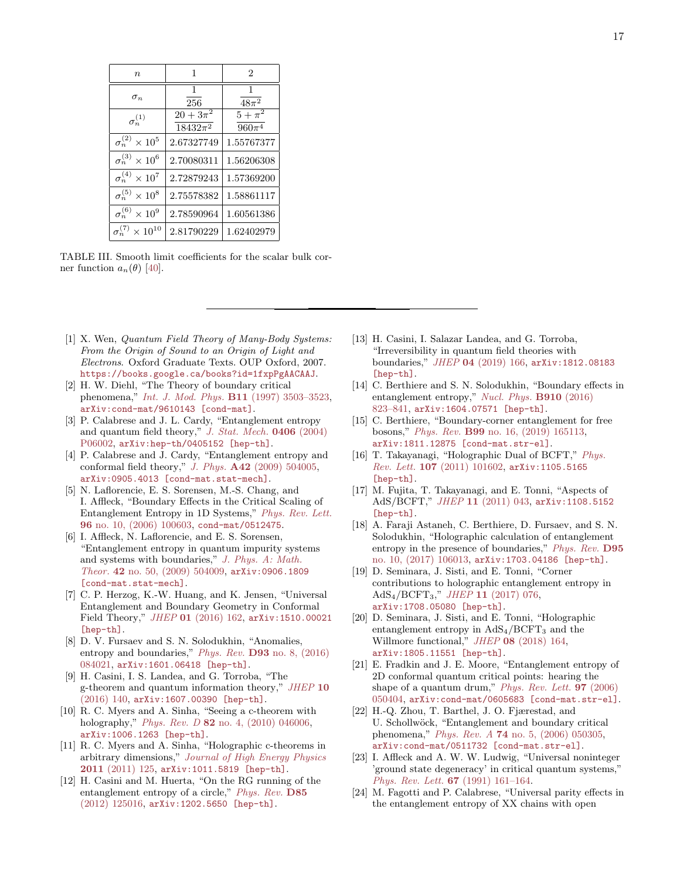| $n$ | 1 | 2 |
|---|---|---|
| $\sigma_n$ | $\frac{1}{256}$ | $\frac{1}{48\pi^2}$ |
| $\sigma_n^{(1)}$ | $\frac{20+3\pi^2}{18432\pi^2}$ | $\frac{5+\pi^2}{960\pi^4}$ |
| $\sigma_n^{(2)} \times 10^5$ | 2.67327749 | 1.55767377 |
| $\sigma_n^{(3)} \times 10^6$ | 2.70080311 | 1.56206308 |
| $\sigma_n^{(4)} \times 10^7$ | 2.72879243 | 1.57369200 |
| $\sigma_n^{(5)} \times 10^8$ | 2.75578382 | 1.58861117 |
| $\sigma_n^{(6)} \times 10^9$ | 2.78590964 | 1.60561386 |
| $\sigma_n^{(7)} \times 10^{10}$ | 2.81790229 | 1.62402979 |

TABLE III. Smooth limit coefficients for the scalar bulk corner function $a_n(\theta)$ [40].

---

[1] X. Wen, *Quantum Field Theory of Many-Body Systems: From the Origin of Sound to an Origin of Light and Electrons*. Oxford Graduate Texts. OUP Oxford, 2007. https://books.google.ca/books?id=1fxpPgAACAAJ.

[2] H. W. Diehl, "The Theory of boundary critical phenomena," *Int. J. Mod. Phys.* **B11** (1997) 3503–3523, arXiv:cond-mat/9610143 [cond-mat].

[3] P. Calabrese and J. L. Cardy, "Entanglement entropy and quantum field theory," *J. Stat. Mech.* **0406** (2004) P06002, arXiv:hep-th/0405152 [hep-th].

[4] P. Calabrese and J. Cardy, "Entanglement entropy and conformal field theory," *J. Phys.* **A42** (2009) 504005, arXiv:0905.4013 [cond-mat.stat-mech].

[5] N. Laflorencie, E. S. Sorensen, M.-S. Chang, and I. Affleck, "Boundary Effects in the Critical Scaling of Entanglement Entropy in 1D Systems," *Phys. Rev. Lett.* **96** no. 10, (2006) 100603, cond-mat/0512475.

[6] I. Affleck, N. Laflorencie, and E. S. Sorensen, "Entanglement entropy in quantum impurity systems and systems with boundaries," *J. Phys. A: Math. Theor.* **42** no. 50, (2009) 504009, arXiv:0906.1809 [cond-mat.stat-mech].

[7] C. P. Herzog, K.-W. Huang, and K. Jensen, "Universal Entanglement and Boundary Geometry in Conformal Field Theory," *JHEP* **01** (2016) 162, arXiv:1510.00021 [hep-th].

[8] D. V. Fursaev and S. N. Solodukhin, "Anomalies, entropy and boundaries," *Phys. Rev.* **D93** no. 8, (2016) 084021, arXiv:1601.06418 [hep-th].

[9] H. Casini, I. S. Landea, and G. Torroba, "The g-theorem and quantum information theory," *JHEP* **10** (2016) 140, arXiv:1607.00390 [hep-th].

[10] R. C. Myers and A. Sinha, "Seeing a c-theorem with holography," *Phys. Rev. D* **82** no. 4, (2010) 046006, arXiv:1006.1263 [hep-th].

[11] R. C. Myers and A. Sinha, "Holographic c-theorems in arbitrary dimensions," *Journal of High Energy Physics* **2011** (2011) 125, arXiv:1011.5819 [hep-th].

[12] H. Casini and M. Huerta, "On the RG running of the entanglement entropy of a circle," *Phys. Rev.* **D85** (2012) 125016, arXiv:1202.5650 [hep-th].

[13] H. Casini, I. Salazar Landea, and G. Torroba, "Irreversibility in quantum field theories with boundaries," *JHEP* **04** (2019) 166, arXiv:1812.08183 [hep-th].

[14] C. Berthiere and S. N. Solodukhin, "Boundary effects in entanglement entropy," *Nucl. Phys.* **B910** (2016) 823–841, arXiv:1604.07571 [hep-th].

[15] C. Berthiere, "Boundary-corner entanglement for free bosons," *Phys. Rev.* **B99** no. 16, (2019) 165113, arXiv:1811.12875 [cond-mat.str-el].

[16] T. Takayanagi, "Holographic Dual of BCFT," *Phys. Rev. Lett.* **107** (2011) 101602, arXiv:1105.5165 [hep-th].

[17] M. Fujita, T. Takayanagi, and E. Tonni, "Aspects of AdS/BCFT," *JHEP* **11** (2011) 043, arXiv:1108.5152 [hep-th].

[18] A. Faraji Astaneh, C. Berthiere, D. Fursaev, and S. N. Solodukhin, "Holographic calculation of entanglement entropy in the presence of boundaries," *Phys. Rev.* **D95** no. 10, (2017) 106013, arXiv:1703.04186 [hep-th].

[19] D. Seminara, J. Sisti, and E. Tonni, "Corner contributions to holographic entanglement entropy in $\mathrm{AdS}_4/\mathrm{BCFT}_3$," *JHEP* **11** (2017) 076, arXiv:1708.05080 [hep-th].

[20] D. Seminara, J. Sisti, and E. Tonni, "Holographic entanglement entropy in $\mathrm{AdS}_4/\mathrm{BCFT}_3$ and the Willmore functional," *JHEP* **08** (2018) 164, arXiv:1805.11551 [hep-th].

[21] E. Fradkin and J. E. Moore, "Entanglement entropy of 2D conformal quantum critical points: hearing the shape of a quantum drum," *Phys. Rev. Lett.* **97** (2006) 050404, arXiv:cond-mat/0605683 [cond-mat.str-el].

[22] H.-Q. Zhou, T. Barthel, J. O. Fjærestad, and U. Schollwöck, "Entanglement and boundary critical phenomena," *Phys. Rev. A* **74** no. 5, (2006) 050305, arXiv:cond-mat/0511732 [cond-mat.str-el].

[23] I. Affleck and A. W. W. Ludwig, "Universal noninteger 'ground state degeneracy' in critical quantum systems," *Phys. Rev. Lett.* **67** (1991) 161–164.

[24] M. Fagotti and P. Calabrese, "Universal parity effects in the entanglement entropy of XX chains with open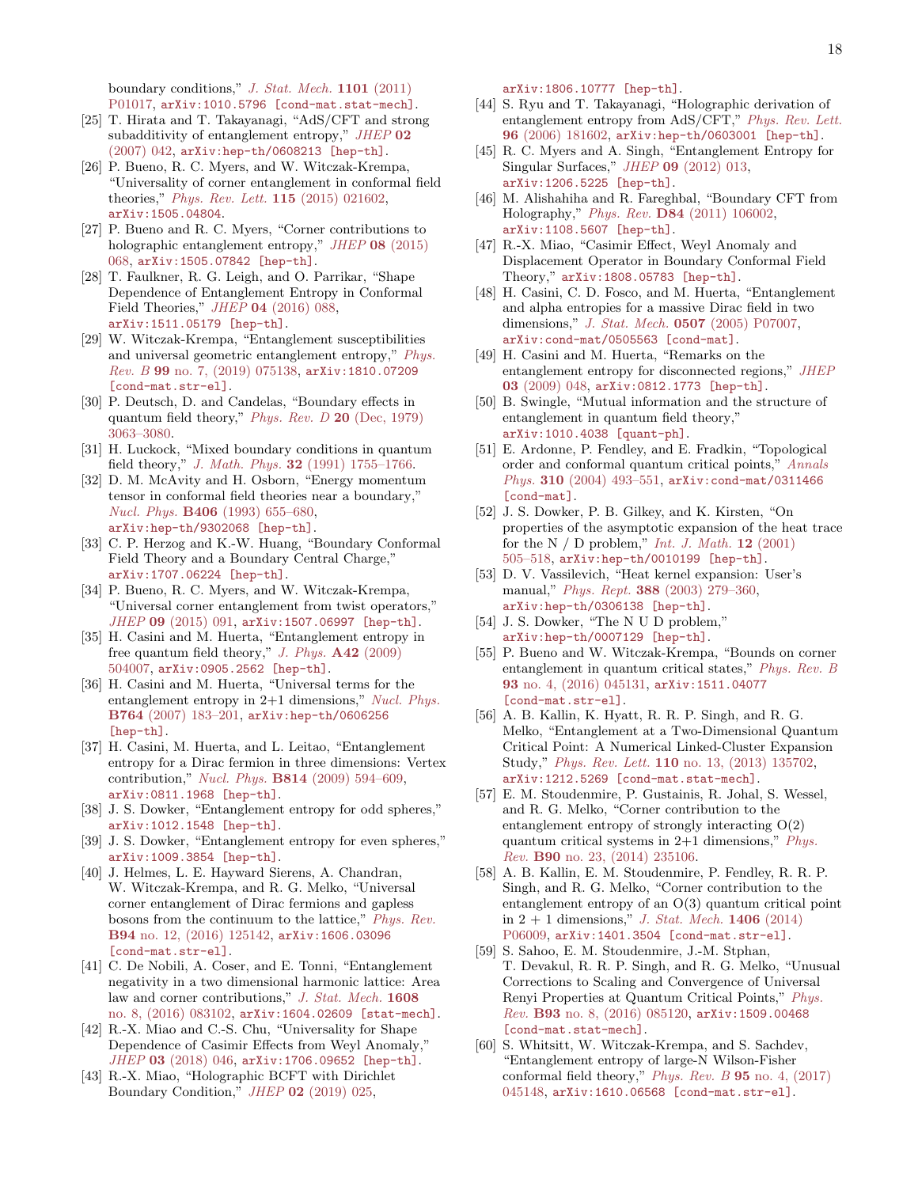boundary conditions," J. Stat. Mech. **1101** (2011) P01017, arXiv:1010.5796 [cond-mat.stat-mech].

[25] T. Hirata and T. Takayanagi, "AdS/CFT and strong subadditivity of entanglement entropy," JHEP **02** (2007) 042, arXiv:hep-th/0608213 [hep-th].

[26] P. Bueno, R. C. Myers, and W. Witczak-Krempa, "Universality of corner entanglement in conformal field theories," Phys. Rev. Lett. **115** (2015) 021602, arXiv:1505.04804.

[27] P. Bueno and R. C. Myers, "Corner contributions to holographic entanglement entropy," JHEP **08** (2015) 068, arXiv:1505.07842 [hep-th].

[28] T. Faulkner, R. G. Leigh, and O. Parrikar, "Shape Dependence of Entanglement Entropy in Conformal Field Theories," JHEP **04** (2016) 088, arXiv:1511.05179 [hep-th].

[29] W. Witczak-Krempa, "Entanglement susceptibilities and universal geometric entanglement entropy," Phys. Rev. B **99** no. 7, (2019) 075138, arXiv:1810.07209 [cond-mat.str-el].

[30] P. Deutsch, D. and Candelas, "Boundary effects in quantum field theory," Phys. Rev. D **20** (Dec, 1979) 3063–3080.

[31] H. Luckock, "Mixed boundary conditions in quantum field theory," J. Math. Phys. **32** (1991) 1755–1766.

[32] D. M. McAvity and H. Osborn, "Energy momentum tensor in conformal field theories near a boundary," Nucl. Phys. **B406** (1993) 655–680, arXiv:hep-th/9302068 [hep-th].

[33] C. P. Herzog and K.-W. Huang, "Boundary Conformal Field Theory and a Boundary Central Charge," arXiv:1707.06224 [hep-th].

[34] P. Bueno, R. C. Myers, and W. Witczak-Krempa, "Universal corner entanglement from twist operators," JHEP **09** (2015) 091, arXiv:1507.06997 [hep-th].

[35] H. Casini and M. Huerta, "Entanglement entropy in free quantum field theory," J. Phys. **A42** (2009) 504007, arXiv:0905.2562 [hep-th].

[36] H. Casini and M. Huerta, "Universal terms for the entanglement entropy in 2+1 dimensions," Nucl. Phys. **B764** (2007) 183–201, arXiv:hep-th/0606256 [hep-th].

[37] H. Casini, M. Huerta, and L. Leitao, "Entanglement entropy for a Dirac fermion in three dimensions: Vertex contribution," Nucl. Phys. **B814** (2009) 594–609, arXiv:0811.1968 [hep-th].

[38] J. S. Dowker, "Entanglement entropy for odd spheres," arXiv:1012.1548 [hep-th].

[39] J. S. Dowker, "Entanglement entropy for even spheres," arXiv:1009.3854 [hep-th].

[40] J. Helmes, L. E. Hayward Sierens, A. Chandran, W. Witczak-Krempa, and R. G. Melko, "Universal corner entanglement of Dirac fermions and gapless bosons from the continuum to the lattice," Phys. Rev. **B94** no. 12, (2016) 125142, arXiv:1606.03096 [cond-mat.str-el].

[41] C. De Nobili, A. Coser, and E. Tonni, "Entanglement negativity in a two dimensional harmonic lattice: Area law and corner contributions," J. Stat. Mech. **1608** no. 8, (2016) 083102, arXiv:1604.02609 [stat-mech].

[42] R.-X. Miao and C.-S. Chu, "Universality for Shape Dependence of Casimir Effects from Weyl Anomaly," JHEP **03** (2018) 046, arXiv:1706.09652 [hep-th].

[43] R.-X. Miao, "Holographic BCFT with Dirichlet Boundary Condition," JHEP **02** (2019) 025, arXiv:1806.10777 [hep-th].

[44] S. Ryu and T. Takayanagi, "Holographic derivation of entanglement entropy from AdS/CFT," Phys. Rev. Lett. **96** (2006) 181602, arXiv:hep-th/0603001 [hep-th].

[45] R. C. Myers and A. Singh, "Entanglement Entropy for Singular Surfaces," JHEP **09** (2012) 013, arXiv:1206.5225 [hep-th].

[46] M. Alishahiha and R. Fareghbal, "Boundary CFT from Holography," Phys. Rev. **D84** (2011) 106002, arXiv:1108.5607 [hep-th].

[47] R.-X. Miao, "Casimir Effect, Weyl Anomaly and Displacement Operator in Boundary Conformal Field Theory," arXiv:1808.05783 [hep-th].

[48] H. Casini, C. D. Fosco, and M. Huerta, "Entanglement and alpha entropies for a massive Dirac field in two dimensions," J. Stat. Mech. **0507** (2005) P07007, arXiv:cond-mat/0505563 [cond-mat].

[49] H. Casini and M. Huerta, "Remarks on the entanglement entropy for disconnected regions," JHEP **03** (2009) 048, arXiv:0812.1773 [hep-th].

[50] B. Swingle, "Mutual information and the structure of entanglement in quantum field theory," arXiv:1010.4038 [quant-ph].

[51] E. Ardonne, P. Fendley, and E. Fradkin, "Topological order and conformal quantum critical points," Annals Phys. **310** (2004) 493–551, arXiv:cond-mat/0311466 [cond-mat].

[52] J. S. Dowker, P. B. Gilkey, and K. Kirsten, "On properties of the asymptotic expansion of the heat trace for the N / D problem," Int. J. Math. **12** (2001) 505–518, arXiv:hep-th/0010199 [hep-th].

[53] D. V. Vassilevich, "Heat kernel expansion: User's manual," Phys. Rept. **388** (2003) 279–360, arXiv:hep-th/0306138 [hep-th].

[54] J. S. Dowker, "The N U D problem," arXiv:hep-th/0007129 [hep-th].

[55] P. Bueno and W. Witczak-Krempa, "Bounds on corner entanglement in quantum critical states," Phys. Rev. B **93** no. 4, (2016) 045131, arXiv:1511.04077 [cond-mat.str-el].

[56] A. B. Kallin, K. Hyatt, R. R. P. Singh, and R. G. Melko, "Entanglement at a Two-Dimensional Quantum Critical Point: A Numerical Linked-Cluster Expansion Study," Phys. Rev. Lett. **110** no. 13, (2013) 135702, arXiv:1212.5269 [cond-mat.stat-mech].

[57] E. M. Stoudenmire, P. Gustainis, R. Johal, S. Wessel, and R. G. Melko, "Corner contribution to the entanglement entropy of strongly interacting O(2) quantum critical systems in 2+1 dimensions," Phys. Rev. **B90** no. 23, (2014) 235106.

[58] A. B. Kallin, E. M. Stoudenmire, P. Fendley, R. R. P. Singh, and R. G. Melko, "Corner contribution to the entanglement entropy of an O(3) quantum critical point in 2 + 1 dimensions," J. Stat. Mech. **1406** (2014) P06009, arXiv:1401.3504 [cond-mat.str-el].

[59] S. Sahoo, E. M. Stoudenmire, J.-M. Stphan, T. Devakul, R. R. P. Singh, and R. G. Melko, "Unusual Corrections to Scaling and Convergence of Universal Renyi Properties at Quantum Critical Points," Phys. Rev. **B93** no. 8, (2016) 085120, arXiv:1509.00468 [cond-mat.stat-mech].

[60] S. Whitsitt, W. Witczak-Krempa, and S. Sachdev, "Entanglement entropy of large-N Wilson-Fisher conformal field theory," Phys. Rev. B **95** no. 4, (2017) 045148, arXiv:1610.06568 [cond-mat.str-el].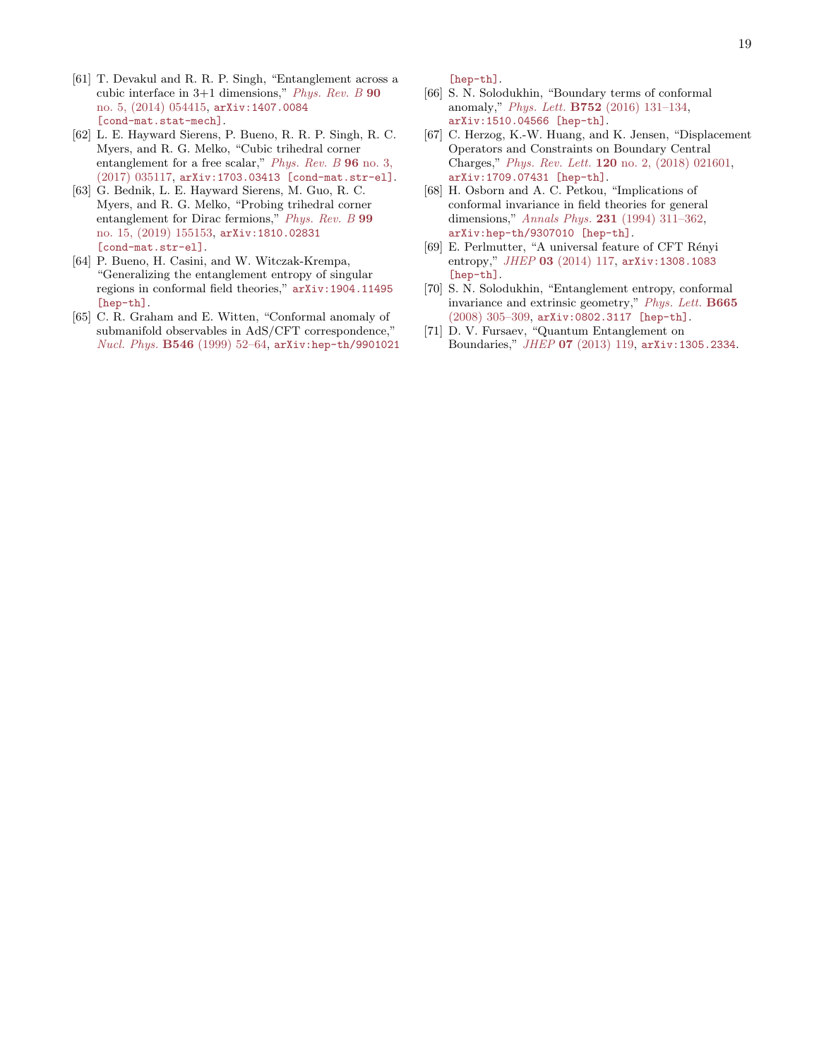[61] T. Devakul and R. R. P. Singh, "Entanglement across a cubic interface in 3+1 dimensions," *Phys. Rev. B* **90** no. 5, (2014) 054415, arXiv:1407.0084 [cond-mat.stat-mech].

[62] L. E. Hayward Sierens, P. Bueno, R. R. P. Singh, R. C. Myers, and R. G. Melko, "Cubic trihedral corner entanglement for a free scalar," *Phys. Rev. B* **96** no. 3, (2017) 035117, arXiv:1703.03413 [cond-mat.str-el].

[63] G. Bednik, L. E. Hayward Sierens, M. Guo, R. C. Myers, and R. G. Melko, "Probing trihedral corner entanglement for Dirac fermions," *Phys. Rev. B* **99** no. 15, (2019) 155153, arXiv:1810.02831 [cond-mat.str-el].

[64] P. Bueno, H. Casini, and W. Witczak-Krempa, "Generalizing the entanglement entropy of singular regions in conformal field theories," arXiv:1904.11495 [hep-th].

[65] C. R. Graham and E. Witten, "Conformal anomaly of submanifold observables in AdS/CFT correspondence," *Nucl. Phys.* **B546** (1999) 52–64, arXiv:hep-th/9901021 [hep-th].

[66] S. N. Solodukhin, "Boundary terms of conformal anomaly," *Phys. Lett.* **B752** (2016) 131–134, arXiv:1510.04566 [hep-th].

[67] C. Herzog, K.-W. Huang, and K. Jensen, "Displacement Operators and Constraints on Boundary Central Charges," *Phys. Rev. Lett.* **120** no. 2, (2018) 021601, arXiv:1709.07431 [hep-th].

[68] H. Osborn and A. C. Petkou, "Implications of conformal invariance in field theories for general dimensions," *Annals Phys.* **231** (1994) 311–362, arXiv:hep-th/9307010 [hep-th].

[69] E. Perlmutter, "A universal feature of CFT Rényi entropy," *JHEP* **03** (2014) 117, arXiv:1308.1083 [hep-th].

[70] S. N. Solodukhin, "Entanglement entropy, conformal invariance and extrinsic geometry," *Phys. Lett.* **B665** (2008) 305–309, arXiv:0802.3117 [hep-th].

[71] D. V. Fursaev, "Quantum Entanglement on Boundaries," *JHEP* **07** (2013) 119, arXiv:1305.2334.